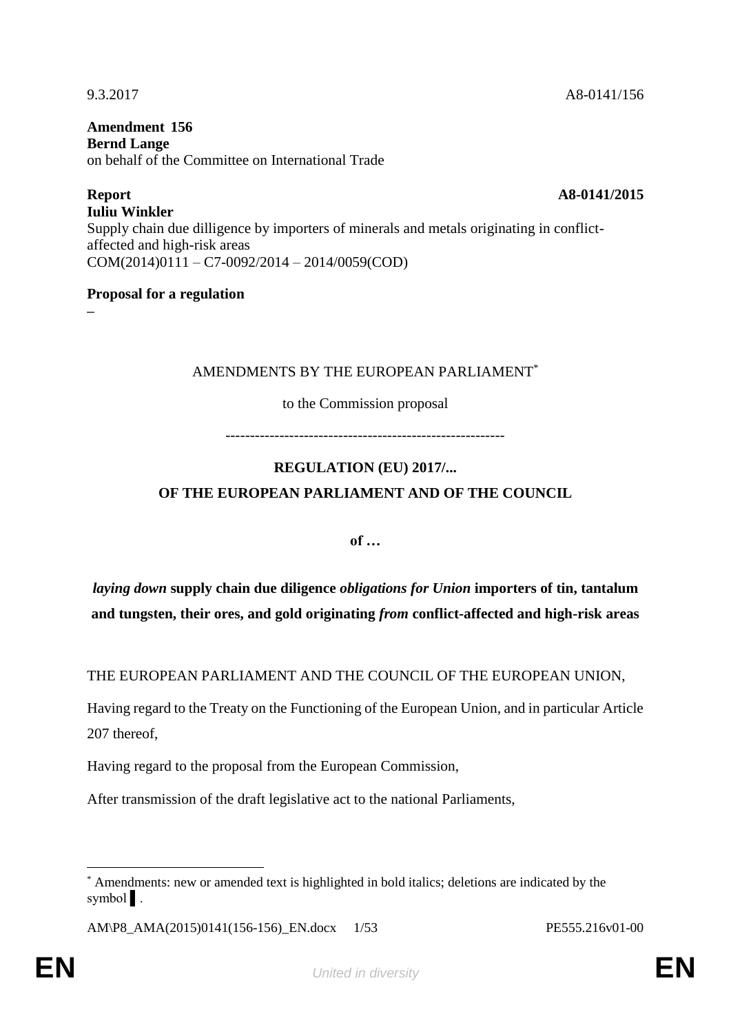9.3.2017 A8-0141/156

**Amendment 156**
**Bernd Lange**
on behalf of the Committee on International Trade

**Report** **A8-0141/2015**
**Iuliu Winkler**
Supply chain due dilligence by importers of minerals and metals originating in conflict-affected and high-risk areas
COM(2014)0111 – C7-0092/2014 – 2014/0059(COD)

**Proposal for a regulation**
–

AMENDMENTS BY THE EUROPEAN PARLIAMENT*

to the Commission proposal

---------------------------------------------------------

**REGULATION (EU) 2017/...**

**OF THE EUROPEAN PARLIAMENT AND OF THE COUNCIL**

**of …**

***laying down*** **supply chain due diligence** ***obligations for Union*** **importers of tin, tantalum and tungsten, their ores, and gold originating** ***from*** **conflict-affected and high-risk areas**

THE EUROPEAN PARLIAMENT AND THE COUNCIL OF THE EUROPEAN UNION,

Having regard to the Treaty on the Functioning of the European Union, and in particular Article 207 thereof,

Having regard to the proposal from the European Commission,

After transmission of the draft legislative act to the national Parliaments,

---

* Amendments: new or amended text is highlighted in bold italics; deletions are indicated by the symbol ▌.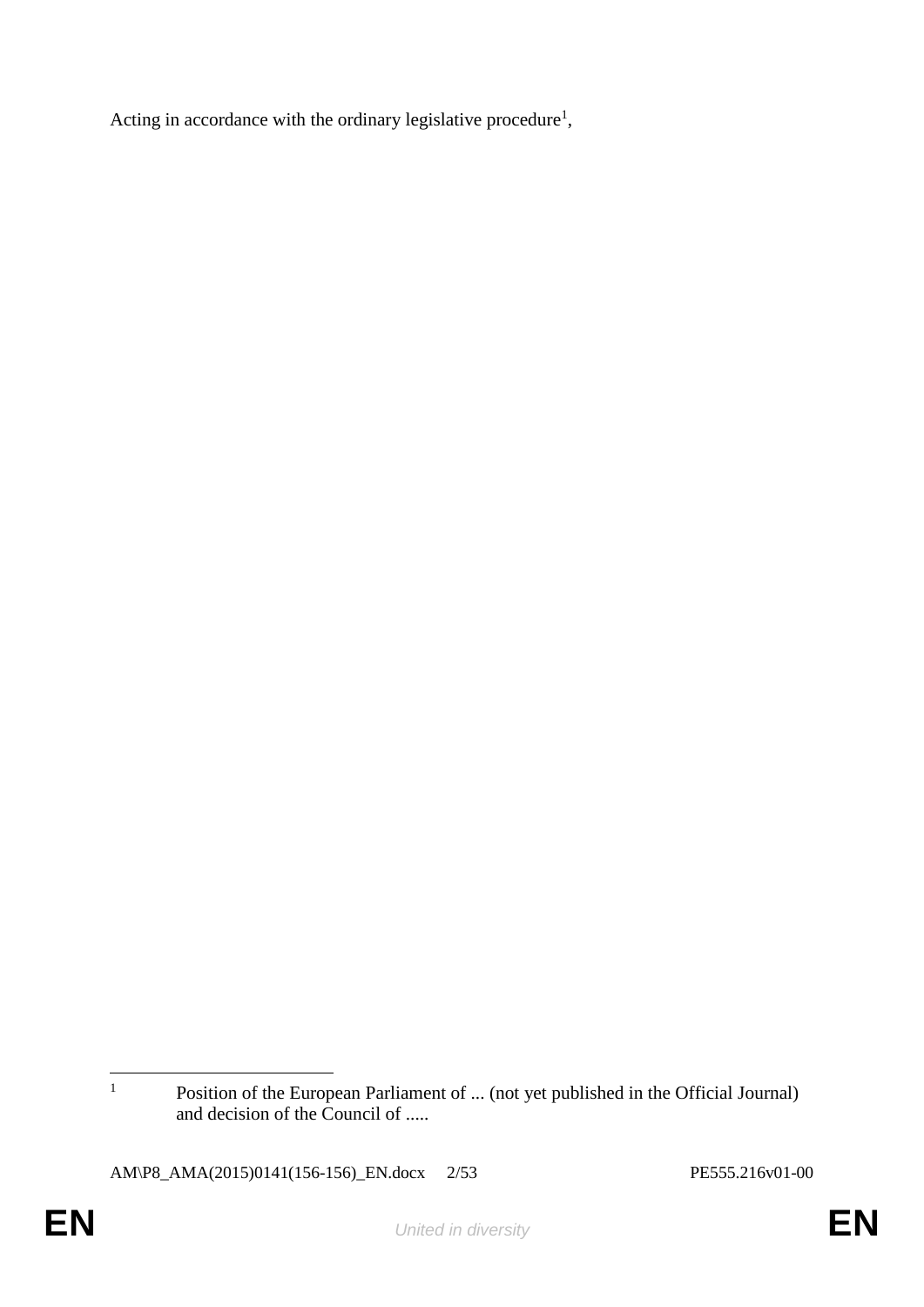Acting in accordance with the ordinary legislative procedure[1],

[1] Position of the European Parliament of ... (not yet published in the Official Journal) and decision of the Council of .....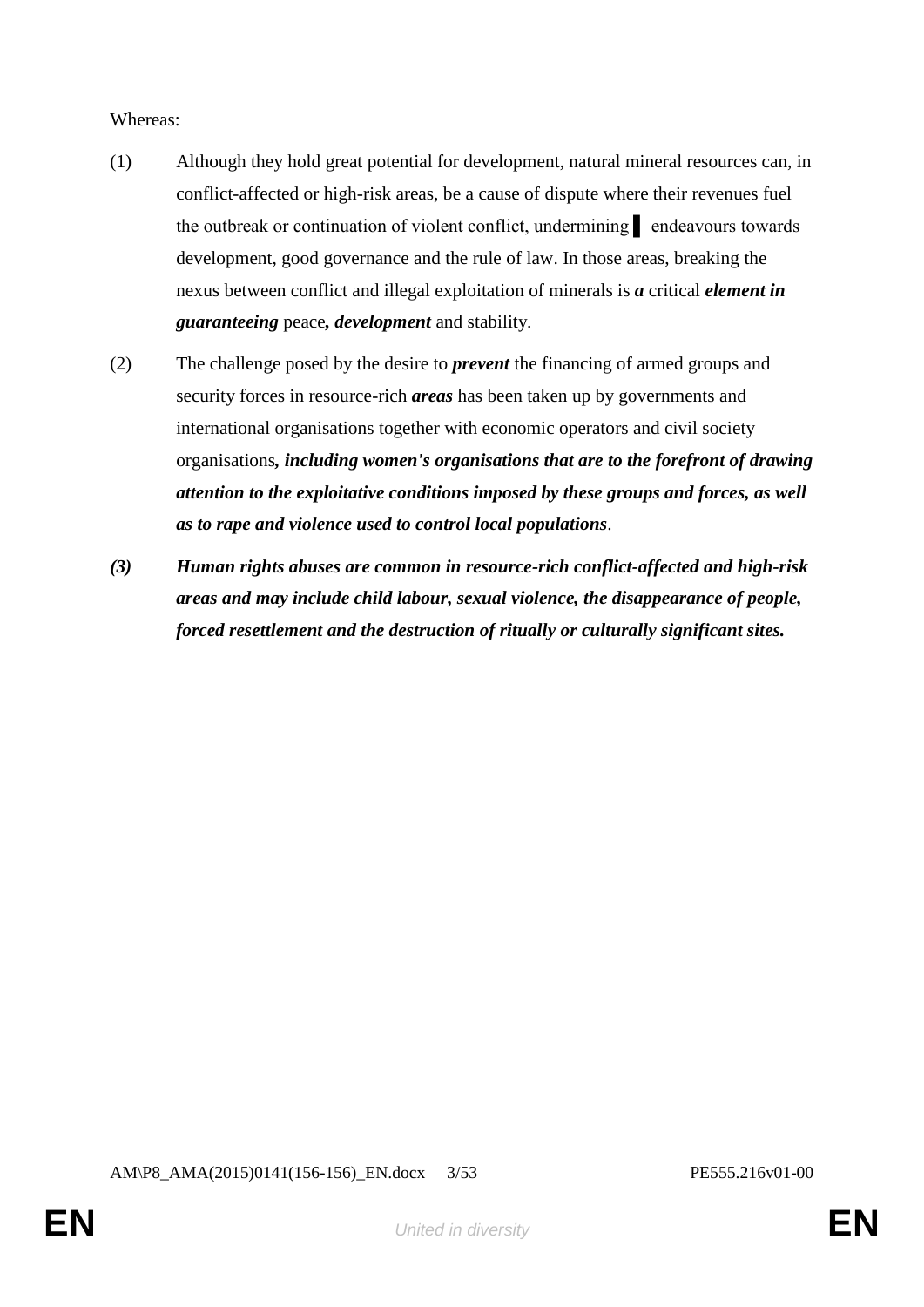Whereas:

(1) Although they hold great potential for development, natural mineral resources can, in conflict-affected or high-risk areas, be a cause of dispute where their revenues fuel the outbreak or continuation of violent conflict, undermining ▌ endeavours towards development, good governance and the rule of law. In those areas, breaking the nexus between conflict and illegal exploitation of minerals is ***a*** critical ***element in guaranteeing*** peace***, development*** and stability.

(2) The challenge posed by the desire to ***prevent*** the financing of armed groups and security forces in resource-rich ***areas*** has been taken up by governments and international organisations together with economic operators and civil society organisations***, including women's organisations that are to the forefront of drawing attention to the exploitative conditions imposed by these groups and forces, as well as to rape and violence used to control local populations***.

***(3) Human rights abuses are common in resource-rich conflict-affected and high-risk areas and may include child labour, sexual violence, the disappearance of people, forced resettlement and the destruction of ritually or culturally significant sites.***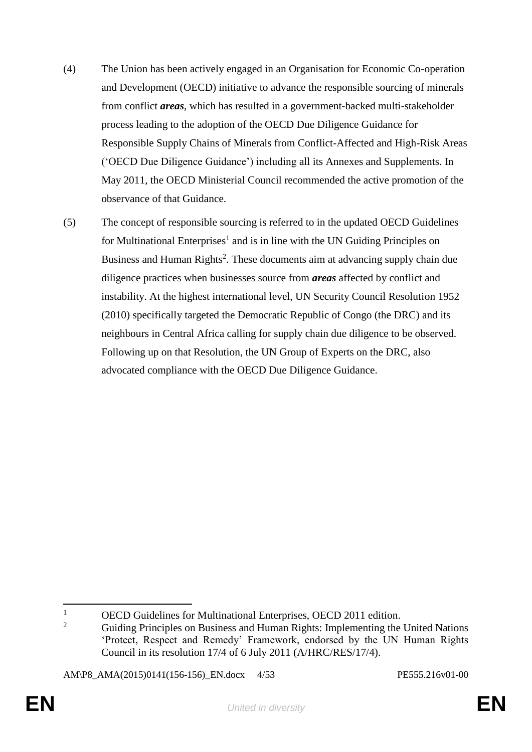(4) The Union has been actively engaged in an Organisation for Economic Co-operation and Development (OECD) initiative to advance the responsible sourcing of minerals from conflict ***areas***, which has resulted in a government-backed multi-stakeholder process leading to the adoption of the OECD Due Diligence Guidance for Responsible Supply Chains of Minerals from Conflict-Affected and High-Risk Areas ('OECD Due Diligence Guidance') including all its Annexes and Supplements. In May 2011, the OECD Ministerial Council recommended the active promotion of the observance of that Guidance.

(5) The concept of responsible sourcing is referred to in the updated OECD Guidelines for Multinational Enterprises[1] and is in line with the UN Guiding Principles on Business and Human Rights[2]. These documents aim at advancing supply chain due diligence practices when businesses source from ***areas*** affected by conflict and instability. At the highest international level, UN Security Council Resolution 1952 (2010) specifically targeted the Democratic Republic of Congo (the DRC) and its neighbours in Central Africa calling for supply chain due diligence to be observed. Following up on that Resolution, the UN Group of Experts on the DRC, also advocated compliance with the OECD Due Diligence Guidance.

---

[1] OECD Guidelines for Multinational Enterprises, OECD 2011 edition.

[2] Guiding Principles on Business and Human Rights: Implementing the United Nations 'Protect, Respect and Remedy' Framework, endorsed by the UN Human Rights Council in its resolution 17/4 of 6 July 2011 (A/HRC/RES/17/4).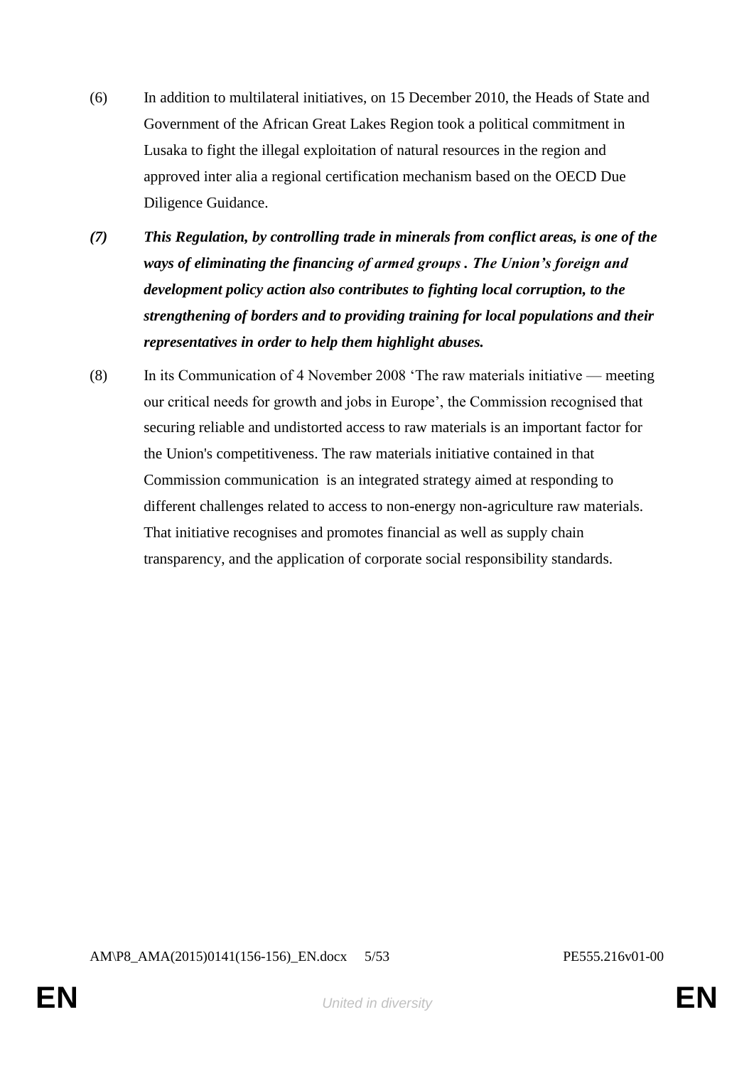(6) In addition to multilateral initiatives, on 15 December 2010, the Heads of State and Government of the African Great Lakes Region took a political commitment in Lusaka to fight the illegal exploitation of natural resources in the region and approved inter alia a regional certification mechanism based on the OECD Due Diligence Guidance.

***(7) This Regulation, by controlling trade in minerals from conflict areas, is one of the ways of eliminating the financing of armed groups . The Union's foreign and development policy action also contributes to fighting local corruption, to the strengthening of borders and to providing training for local populations and their representatives in order to help them highlight abuses.***

(8) In its Communication of 4 November 2008 'The raw materials initiative — meeting our critical needs for growth and jobs in Europe', the Commission recognised that securing reliable and undistorted access to raw materials is an important factor for the Union's competitiveness. The raw materials initiative contained in that Commission communication is an integrated strategy aimed at responding to different challenges related to access to non-energy non-agriculture raw materials. That initiative recognises and promotes financial as well as supply chain transparency, and the application of corporate social responsibility standards.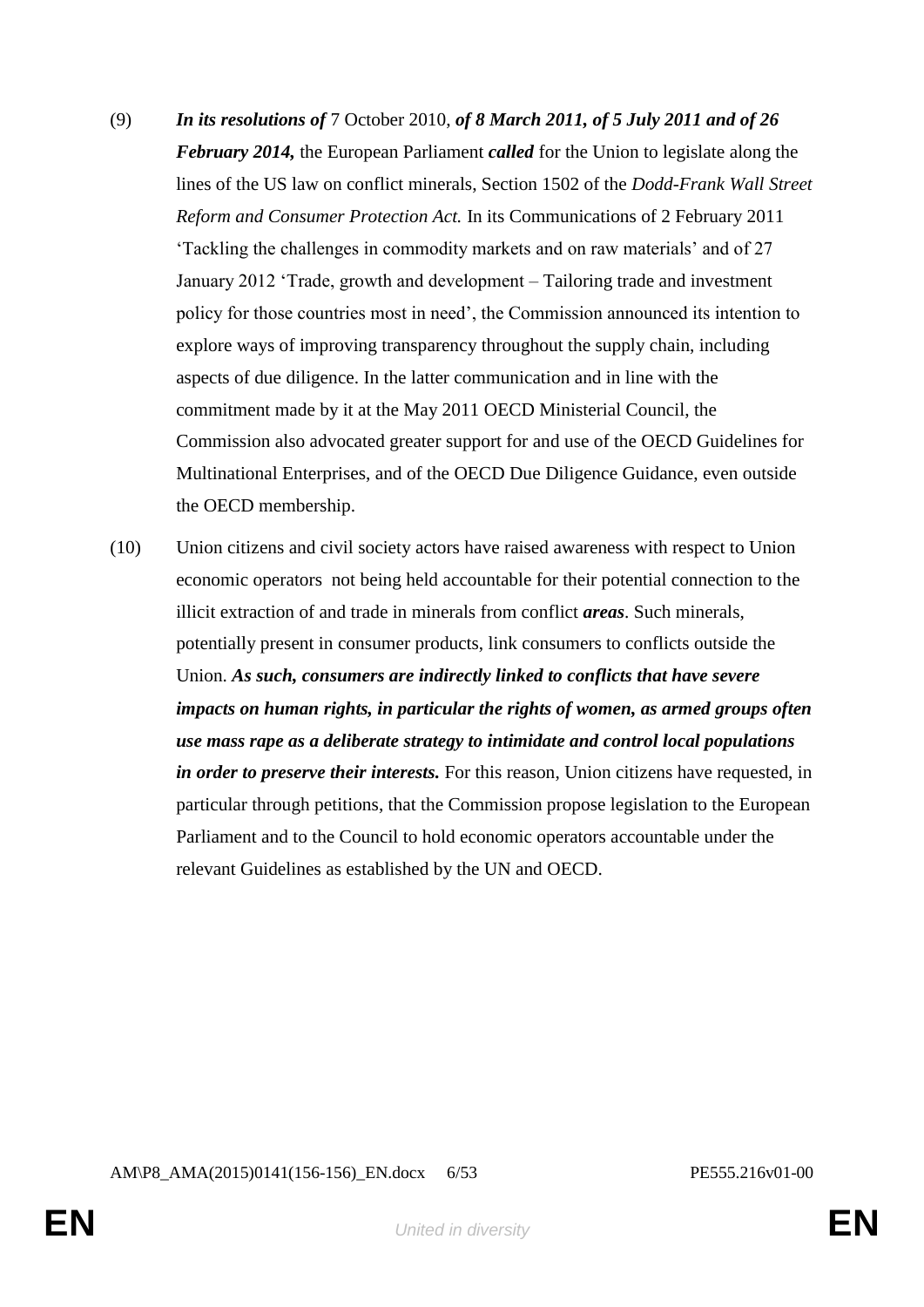(9) ***In its resolutions of*** 7 October 2010, ***of 8 March 2011, of 5 July 2011 and of 26 February 2014,*** the European Parliament ***called*** for the Union to legislate along the lines of the US law on conflict minerals, Section 1502 of the *Dodd-Frank Wall Street Reform and Consumer Protection Act.* In its Communications of 2 February 2011 'Tackling the challenges in commodity markets and on raw materials' and of 27 January 2012 'Trade, growth and development – Tailoring trade and investment policy for those countries most in need', the Commission announced its intention to explore ways of improving transparency throughout the supply chain, including aspects of due diligence. In the latter communication and in line with the commitment made by it at the May 2011 OECD Ministerial Council, the Commission also advocated greater support for and use of the OECD Guidelines for Multinational Enterprises, and of the OECD Due Diligence Guidance, even outside the OECD membership.

(10) Union citizens and civil society actors have raised awareness with respect to Union economic operators not being held accountable for their potential connection to the illicit extraction of and trade in minerals from conflict ***areas***. Such minerals, potentially present in consumer products, link consumers to conflicts outside the Union. ***As such, consumers are indirectly linked to conflicts that have severe impacts on human rights, in particular the rights of women, as armed groups often use mass rape as a deliberate strategy to intimidate and control local populations in order to preserve their interests.*** For this reason, Union citizens have requested, in particular through petitions, that the Commission propose legislation to the European Parliament and to the Council to hold economic operators accountable under the relevant Guidelines as established by the UN and OECD.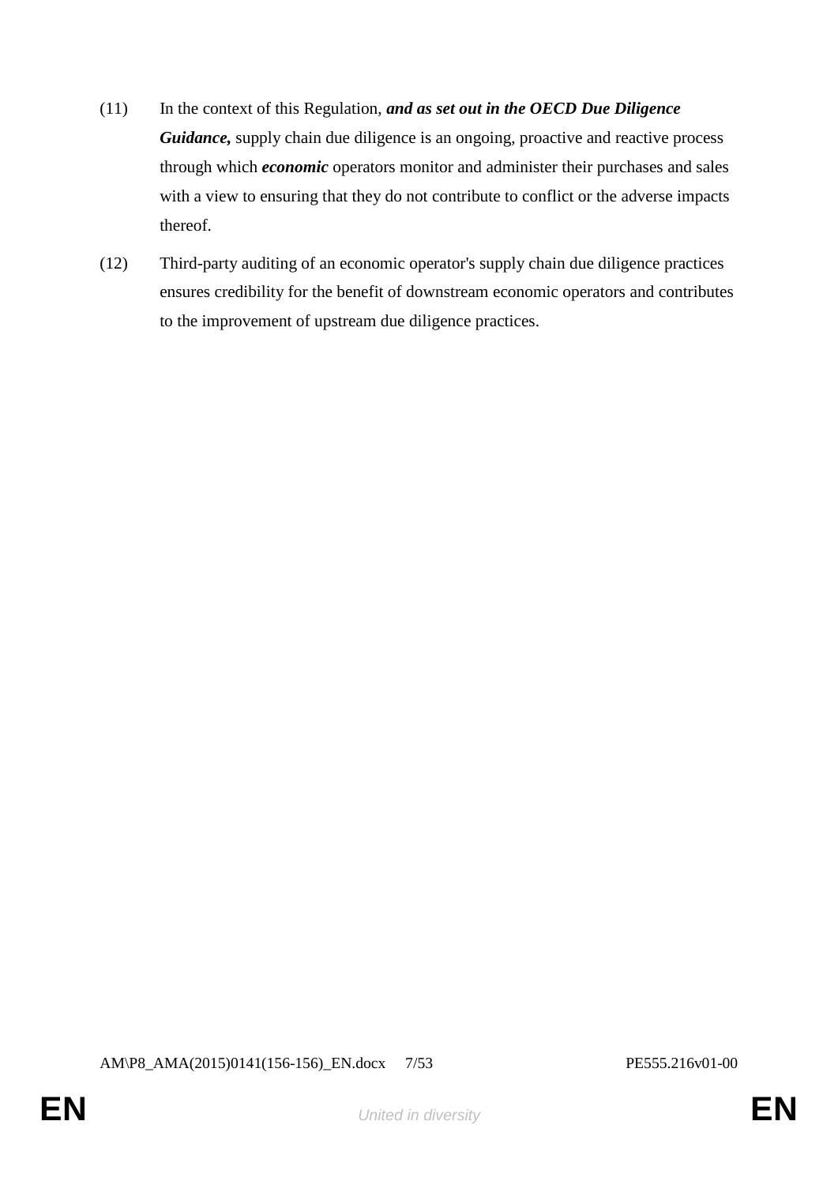(11) In the context of this Regulation, ***and as set out in the OECD Due Diligence Guidance,*** supply chain due diligence is an ongoing, proactive and reactive process through which ***economic*** operators monitor and administer their purchases and sales with a view to ensuring that they do not contribute to conflict or the adverse impacts thereof.

(12) Third-party auditing of an economic operator's supply chain due diligence practices ensures credibility for the benefit of downstream economic operators and contributes to the improvement of upstream due diligence practices.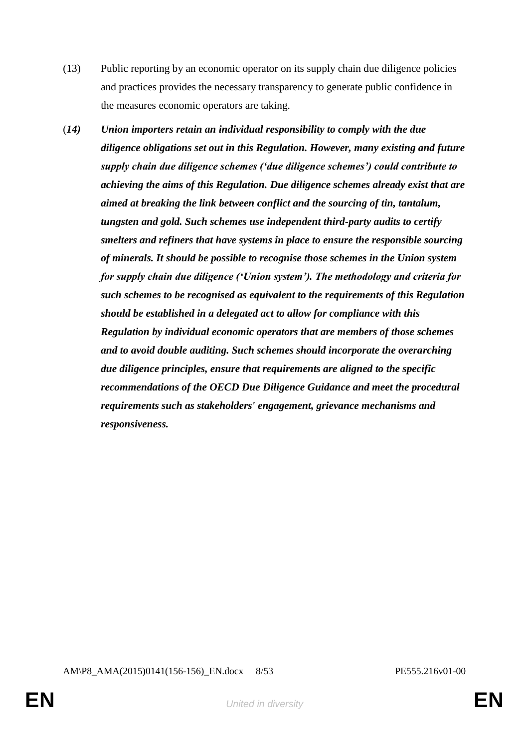(13) Public reporting by an economic operator on its supply chain due diligence policies and practices provides the necessary transparency to generate public confidence in the measures economic operators are taking.

(***14)*** ***Union importers retain an individual responsibility to comply with the due diligence obligations set out in this Regulation. However, many existing and future supply chain due diligence schemes ('due diligence schemes') could contribute to achieving the aims of this Regulation. Due diligence schemes already exist that are aimed at breaking the link between conflict and the sourcing of tin, tantalum, tungsten and gold. Such schemes use independent third-party audits to certify smelters and refiners that have systems in place to ensure the responsible sourcing of minerals. It should be possible to recognise those schemes in the Union system for supply chain due diligence ('Union system'). The methodology and criteria for such schemes to be recognised as equivalent to the requirements of this Regulation should be established in a delegated act to allow for compliance with this Regulation by individual economic operators that are members of those schemes and to avoid double auditing. Such schemes should incorporate the overarching due diligence principles, ensure that requirements are aligned to the specific recommendations of the OECD Due Diligence Guidance and meet the procedural requirements such as stakeholders' engagement, grievance mechanisms and responsiveness.***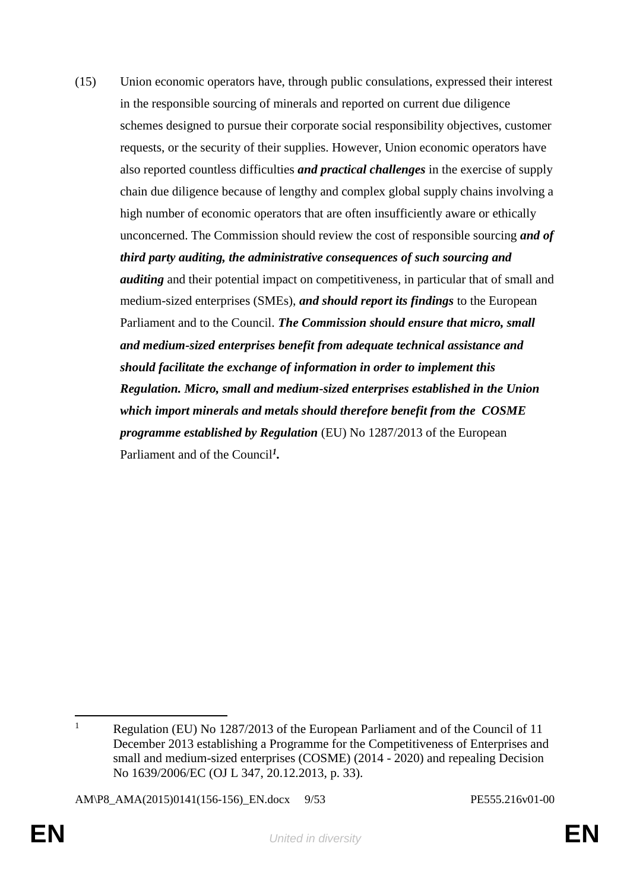(15) Union economic operators have, through public consulations, expressed their interest in the responsible sourcing of minerals and reported on current due diligence schemes designed to pursue their corporate social responsibility objectives, customer requests, or the security of their supplies. However, Union economic operators have also reported countless difficulties ***and practical challenges*** in the exercise of supply chain due diligence because of lengthy and complex global supply chains involving a high number of economic operators that are often insufficiently aware or ethically unconcerned. The Commission should review the cost of responsible sourcing ***and of third party auditing, the administrative consequences of such sourcing and auditing*** and their potential impact on competitiveness, in particular that of small and medium-sized enterprises (SMEs), ***and should report its findings*** to the European Parliament and to the Council. ***The Commission should ensure that micro, small and medium-sized enterprises benefit from adequate technical assistance and should facilitate the exchange of information in order to implement this Regulation. Micro, small and medium-sized enterprises established in the Union which import minerals and metals should therefore benefit from the COSME programme established by Regulation*** (EU) No 1287/2013 of the European Parliament and of the Council[1]***.***

---

[1] Regulation (EU) No 1287/2013 of the European Parliament and of the Council of 11 December 2013 establishing a Programme for the Competitiveness of Enterprises and small and medium-sized enterprises (COSME) (2014 - 2020) and repealing Decision No 1639/2006/EC (OJ L 347, 20.12.2013, p. 33).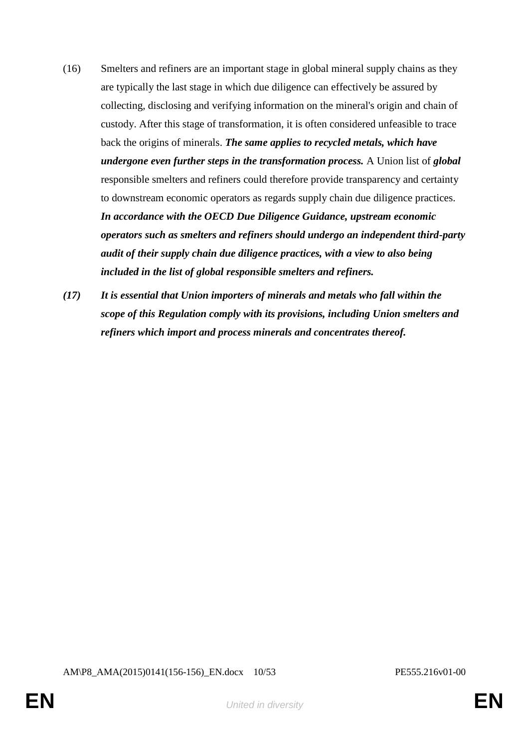(16) Smelters and refiners are an important stage in global mineral supply chains as they are typically the last stage in which due diligence can effectively be assured by collecting, disclosing and verifying information on the mineral's origin and chain of custody. After this stage of transformation, it is often considered unfeasible to trace back the origins of minerals. ***The same applies to recycled metals, which have undergone even further steps in the transformation process.*** A Union list of ***global*** responsible smelters and refiners could therefore provide transparency and certainty to downstream economic operators as regards supply chain due diligence practices. ***In accordance with the OECD Due Diligence Guidance, upstream economic operators such as smelters and refiners should undergo an independent third-party audit of their supply chain due diligence practices, with a view to also being included in the list of global responsible smelters and refiners.***

***(17) It is essential that Union importers of minerals and metals who fall within the scope of this Regulation comply with its provisions, including Union smelters and refiners which import and process minerals and concentrates thereof.***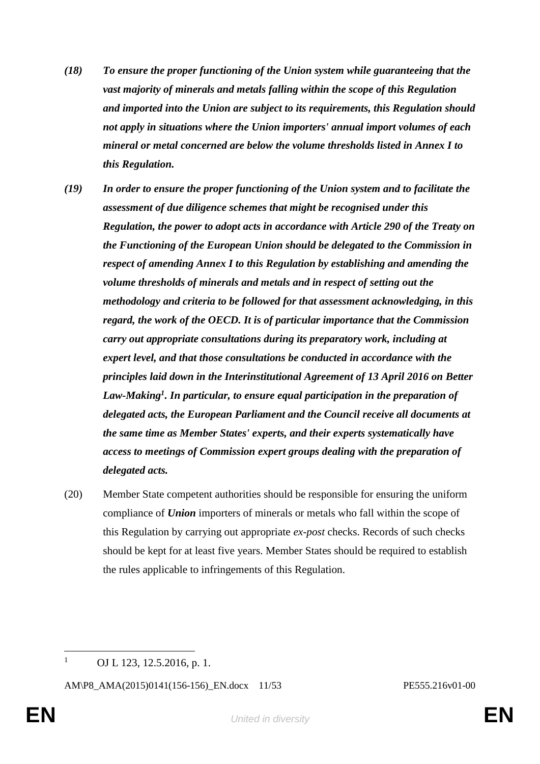***(18) To ensure the proper functioning of the Union system while guaranteeing that the vast majority of minerals and metals falling within the scope of this Regulation and imported into the Union are subject to its requirements, this Regulation should not apply in situations where the Union importers' annual import volumes of each mineral or metal concerned are below the volume thresholds listed in Annex I to this Regulation.***

***(19) In order to ensure the proper functioning of the Union system and to facilitate the assessment of due diligence schemes that might be recognised under this Regulation, the power to adopt acts in accordance with Article 290 of the Treaty on the Functioning of the European Union should be delegated to the Commission in respect of amending Annex I to this Regulation by establishing and amending the volume thresholds of minerals and metals and in respect of setting out the methodology and criteria to be followed for that assessment acknowledging, in this regard, the work of the OECD. It is of particular importance that the Commission carry out appropriate consultations during its preparatory work, including at expert level, and that those consultations be conducted in accordance with the principles laid down in the Interinstitutional Agreement of 13 April 2016 on Better Law-Making[1]. In particular, to ensure equal participation in the preparation of delegated acts, the European Parliament and the Council receive all documents at the same time as Member States' experts, and their experts systematically have access to meetings of Commission expert groups dealing with the preparation of delegated acts.***

(20) Member State competent authorities should be responsible for ensuring the uniform compliance of ***Union*** importers of minerals or metals who fall within the scope of this Regulation by carrying out appropriate *ex-post* checks. Records of such checks should be kept for at least five years. Member States should be required to establish the rules applicable to infringements of this Regulation.

---

[1] OJ L 123, 12.5.2016, p. 1.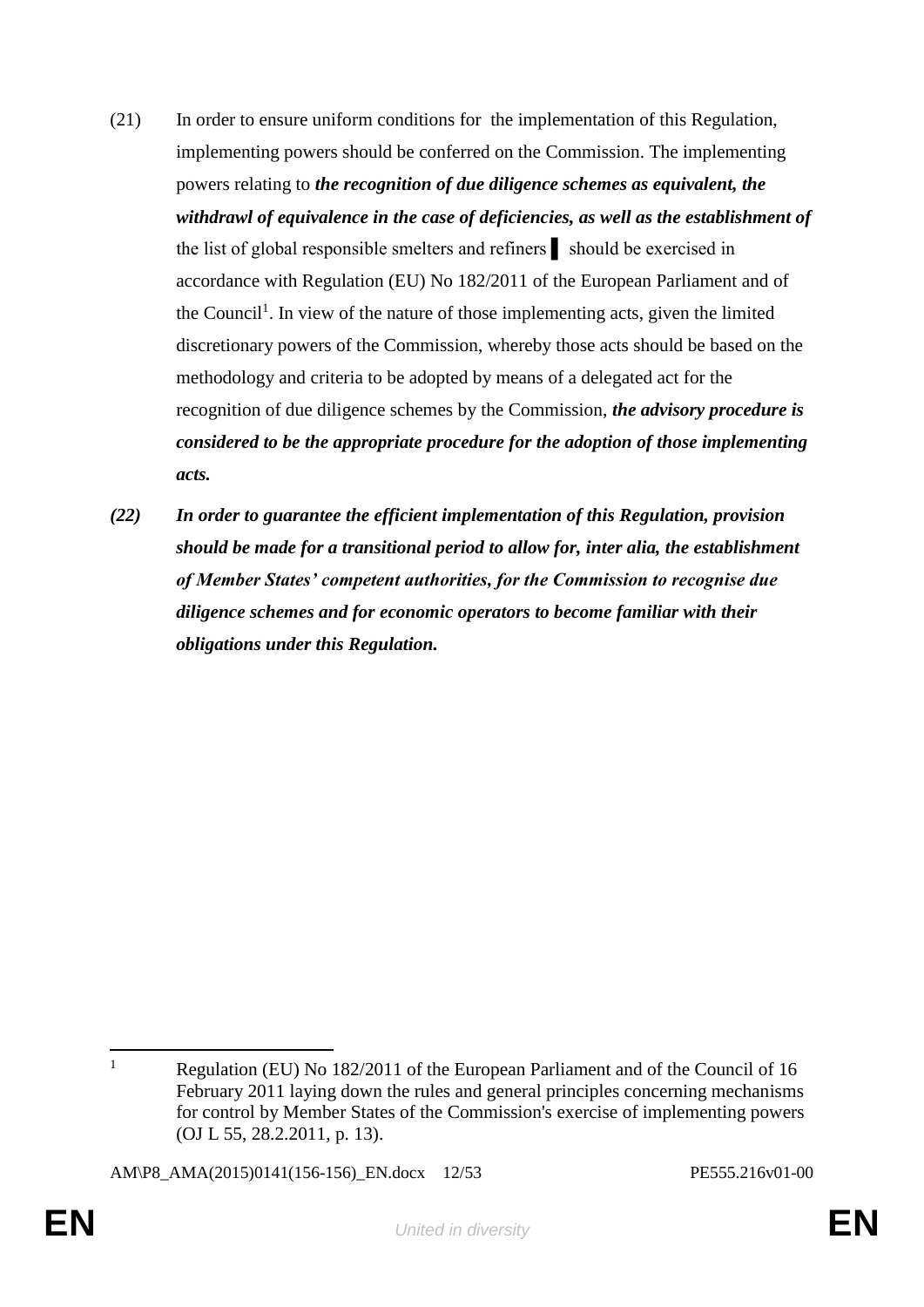(21) In order to ensure uniform conditions for the implementation of this Regulation, implementing powers should be conferred on the Commission. The implementing powers relating to ***the recognition of due diligence schemes as equivalent, the withdrawl of equivalence in the case of deficiencies, as well as the establishment of*** the list of global responsible smelters and refiners ▌ should be exercised in accordance with Regulation (EU) No 182/2011 of the European Parliament and of the Council[1]. In view of the nature of those implementing acts, given the limited discretionary powers of the Commission, whereby those acts should be based on the methodology and criteria to be adopted by means of a delegated act for the recognition of due diligence schemes by the Commission, ***the advisory procedure is considered to be the appropriate procedure for the adoption of those implementing acts.***

***(22) In order to guarantee the efficient implementation of this Regulation, provision should be made for a transitional period to allow for, inter alia, the establishment of Member States' competent authorities, for the Commission to recognise due diligence schemes and for economic operators to become familiar with their obligations under this Regulation.***

---

[1] Regulation (EU) No 182/2011 of the European Parliament and of the Council of 16 February 2011 laying down the rules and general principles concerning mechanisms for control by Member States of the Commission's exercise of implementing powers (OJ L 55, 28.2.2011, p. 13).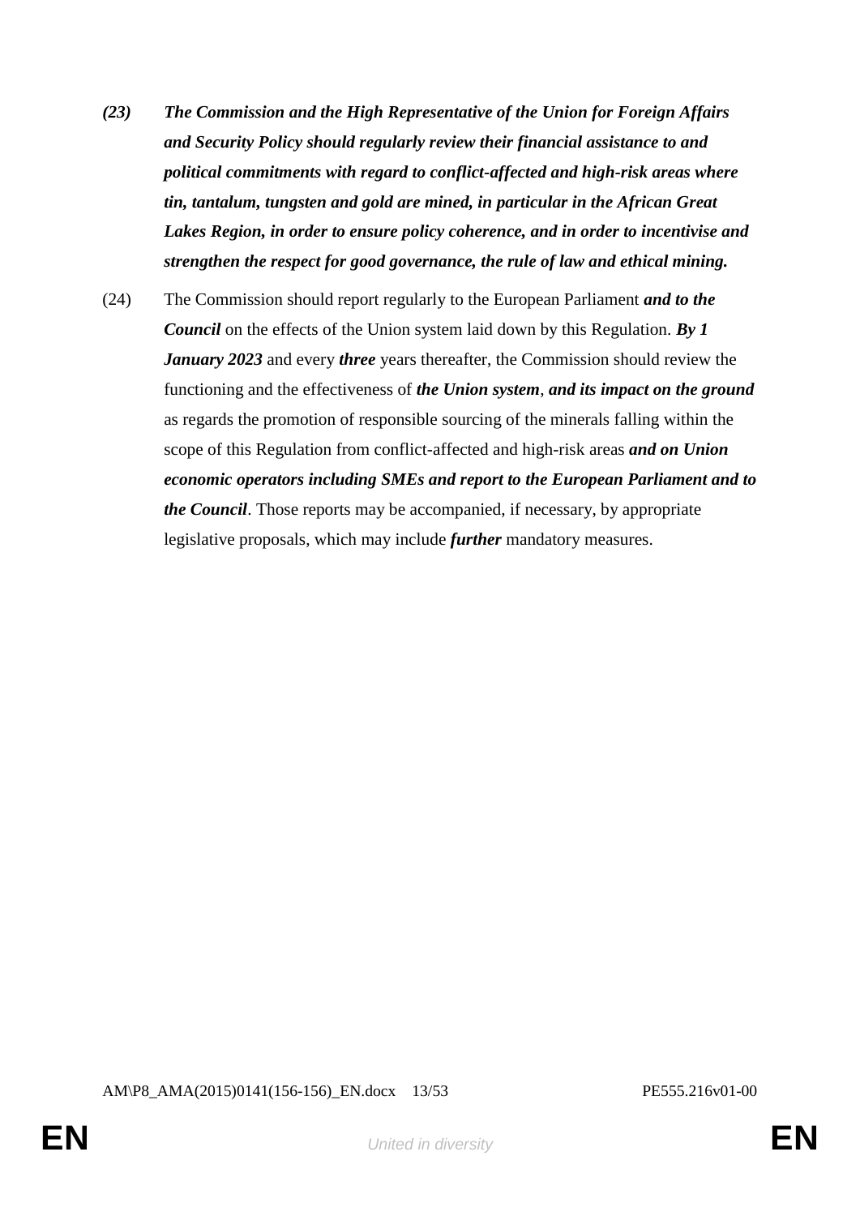***(23)*** ***The Commission and the High Representative of the Union for Foreign Affairs and Security Policy should regularly review their financial assistance to and political commitments with regard to conflict-affected and high-risk areas where tin, tantalum, tungsten and gold are mined, in particular in the African Great Lakes Region, in order to ensure policy coherence, and in order to incentivise and strengthen the respect for good governance, the rule of law and ethical mining.***

(24) The Commission should report regularly to the European Parliament ***and to the Council*** on the effects of the Union system laid down by this Regulation. ***By 1 January 2023*** and every ***three*** years thereafter, the Commission should review the functioning and the effectiveness of ***the Union system***, ***and its impact on the ground*** as regards the promotion of responsible sourcing of the minerals falling within the scope of this Regulation from conflict-affected and high-risk areas ***and on Union economic operators including SMEs and report to the European Parliament and to the Council***. Those reports may be accompanied, if necessary, by appropriate legislative proposals, which may include ***further*** mandatory measures.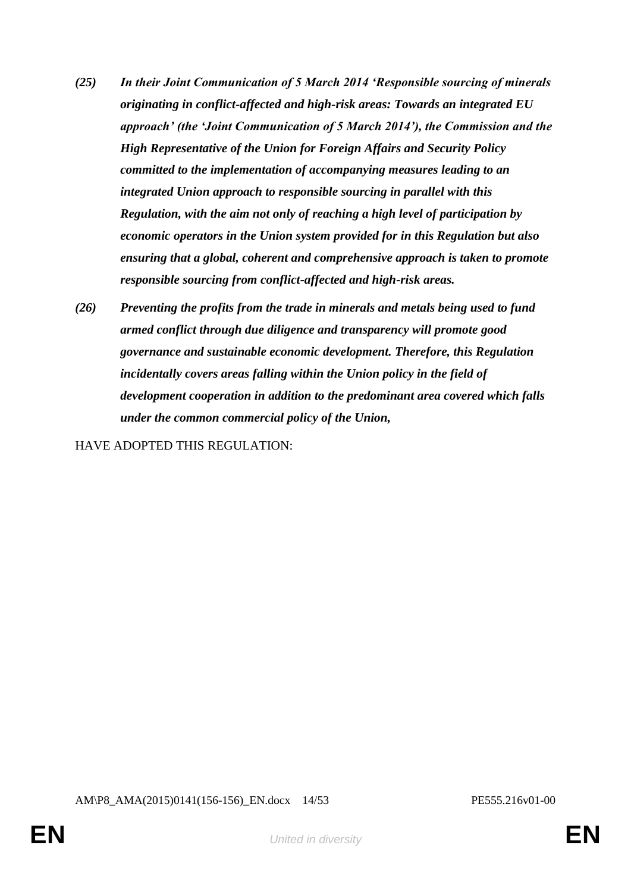***(25) In their Joint Communication of 5 March 2014 'Responsible sourcing of minerals originating in conflict-affected and high-risk areas: Towards an integrated EU approach' (the 'Joint Communication of 5 March 2014'), the Commission and the High Representative of the Union for Foreign Affairs and Security Policy committed to the implementation of accompanying measures leading to an integrated Union approach to responsible sourcing in parallel with this Regulation, with the aim not only of reaching a high level of participation by economic operators in the Union system provided for in this Regulation but also ensuring that a global, coherent and comprehensive approach is taken to promote responsible sourcing from conflict-affected and high-risk areas.***

***(26) Preventing the profits from the trade in minerals and metals being used to fund armed conflict through due diligence and transparency will promote good governance and sustainable economic development. Therefore, this Regulation incidentally covers areas falling within the Union policy in the field of development cooperation in addition to the predominant area covered which falls under the common commercial policy of the Union,***

HAVE ADOPTED THIS REGULATION: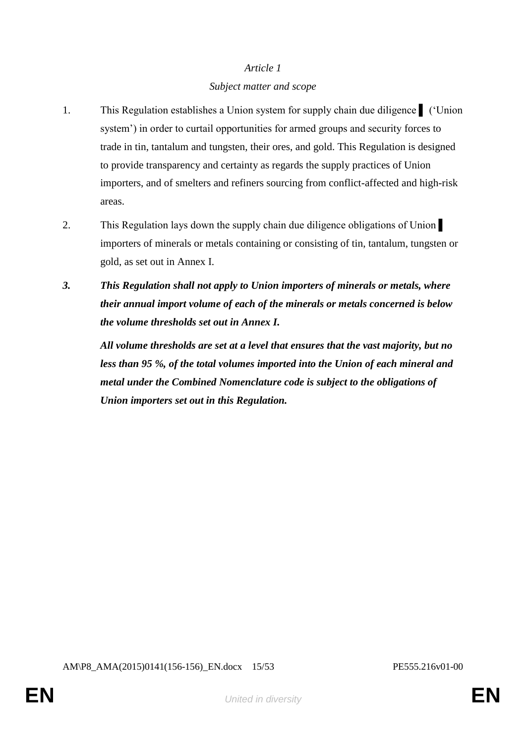*Article 1*

*Subject matter and scope*

1. This Regulation establishes a Union system for supply chain due diligence ▌ ('Union system') in order to curtail opportunities for armed groups and security forces to trade in tin, tantalum and tungsten, their ores, and gold. This Regulation is designed to provide transparency and certainty as regards the supply practices of Union importers, and of smelters and refiners sourcing from conflict-affected and high-risk areas.

2. This Regulation lays down the supply chain due diligence obligations of Union ▌ importers of minerals or metals containing or consisting of tin, tantalum, tungsten or gold, as set out in Annex I.

***3. This Regulation shall not apply to Union importers of minerals or metals, where their annual import volume of each of the minerals or metals concerned is below the volume thresholds set out in Annex I.***

***All volume thresholds are set at a level that ensures that the vast majority, but no less than 95 %, of the total volumes imported into the Union of each mineral and metal under the Combined Nomenclature code is subject to the obligations of Union importers set out in this Regulation.***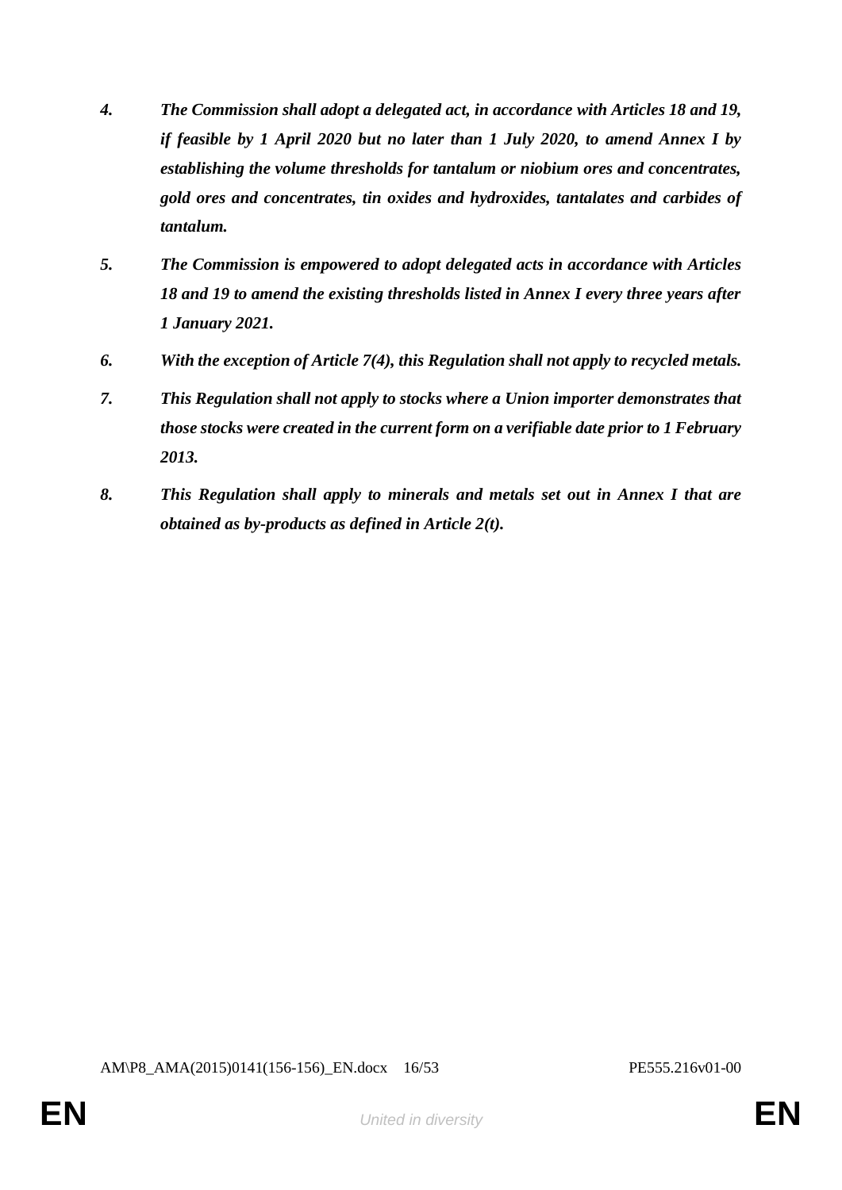4. ***The Commission shall adopt a delegated act, in accordance with Articles 18 and 19, if feasible by 1 April 2020 but no later than 1 July 2020, to amend Annex I by establishing the volume thresholds for tantalum or niobium ores and concentrates, gold ores and concentrates, tin oxides and hydroxides, tantalates and carbides of tantalum.***

5. ***The Commission is empowered to adopt delegated acts in accordance with Articles 18 and 19 to amend the existing thresholds listed in Annex I every three years after 1 January 2021.***

6. ***With the exception of Article 7(4), this Regulation shall not apply to recycled metals.***

7. ***This Regulation shall not apply to stocks where a Union importer demonstrates that those stocks were created in the current form on a verifiable date prior to 1 February 2013.***

8. ***This Regulation shall apply to minerals and metals set out in Annex I that are obtained as by-products as defined in Article 2(t).***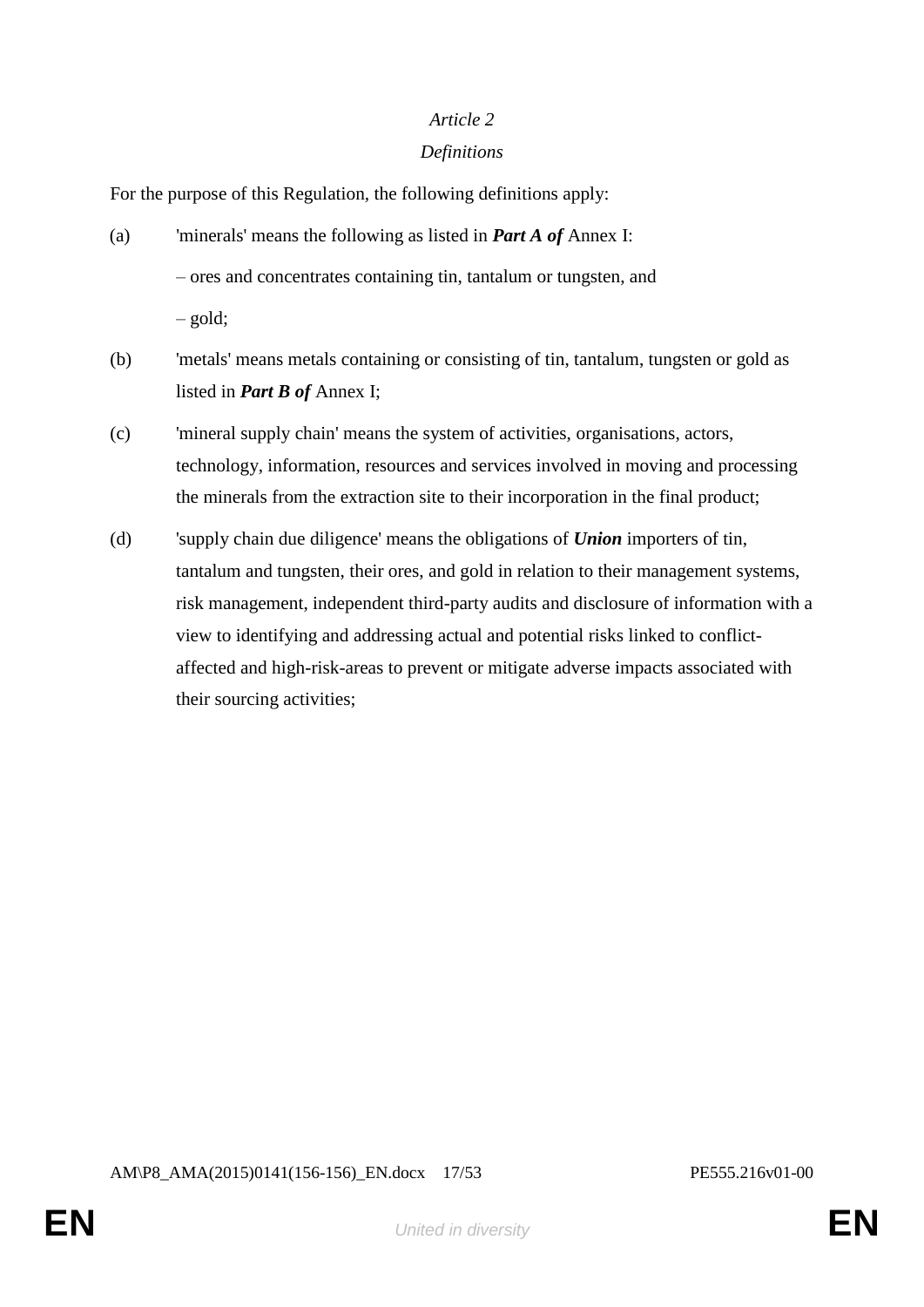*Article 2*

*Definitions*

For the purpose of this Regulation, the following definitions apply:

(a) 'minerals' means the following as listed in ***Part A of*** Annex I:

– ores and concentrates containing tin, tantalum or tungsten, and

– gold;

(b) 'metals' means metals containing or consisting of tin, tantalum, tungsten or gold as listed in ***Part B of*** Annex I;

(c) 'mineral supply chain' means the system of activities, organisations, actors, technology, information, resources and services involved in moving and processing the minerals from the extraction site to their incorporation in the final product;

(d) 'supply chain due diligence' means the obligations of ***Union*** importers of tin, tantalum and tungsten, their ores, and gold in relation to their management systems, risk management, independent third-party audits and disclosure of information with a view to identifying and addressing actual and potential risks linked to conflict-affected and high-risk-areas to prevent or mitigate adverse impacts associated with their sourcing activities;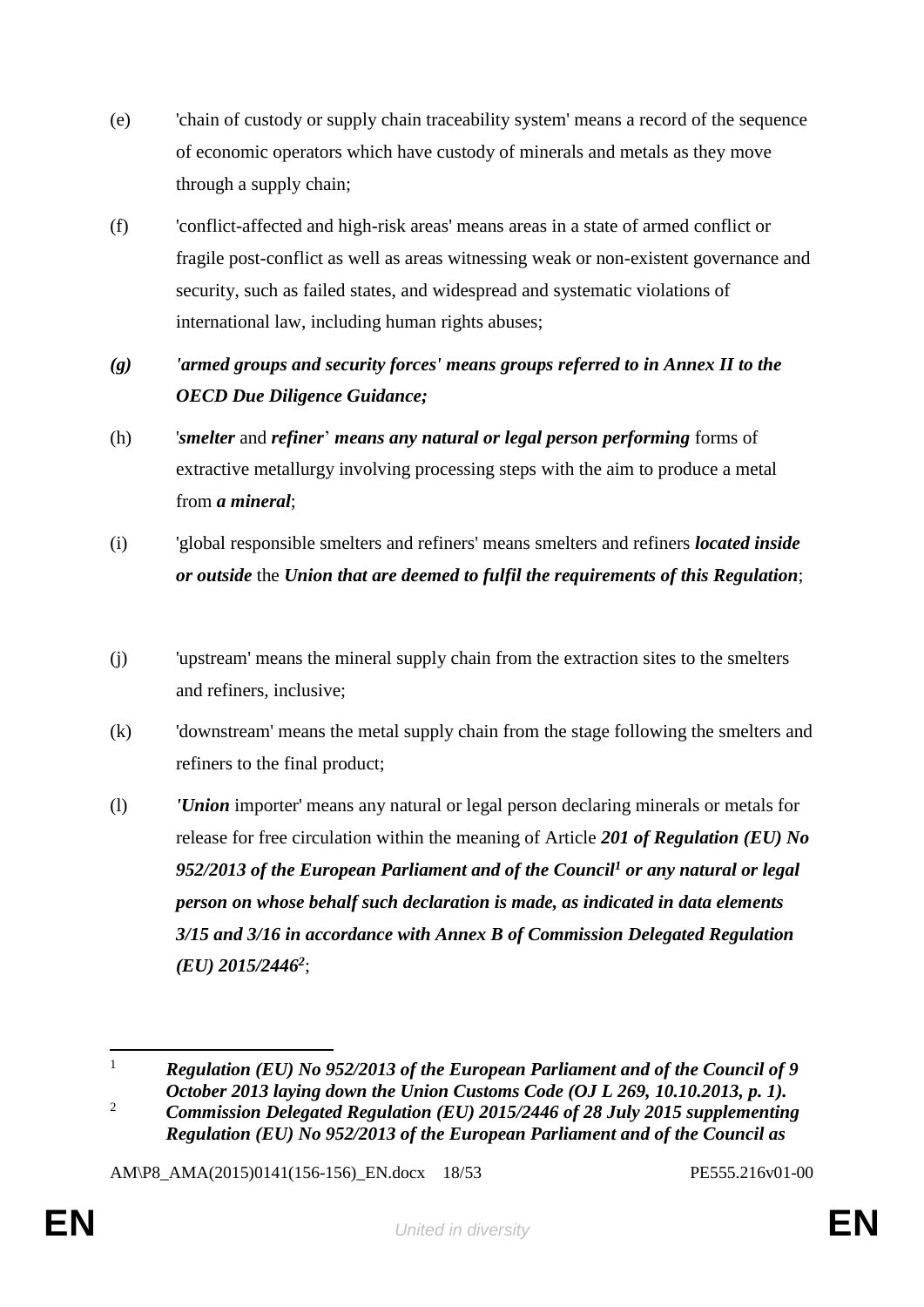(e) 'chain of custody or supply chain traceability system' means a record of the sequence of economic operators which have custody of minerals and metals as they move through a supply chain;

(f) 'conflict-affected and high-risk areas' means areas in a state of armed conflict or fragile post-conflict as well as areas witnessing weak or non-existent governance and security, such as failed states, and widespread and systematic violations of international law, including human rights abuses;

***(g) 'armed groups and security forces' means groups referred to in Annex II to the OECD Due Diligence Guidance;***

(h) '***smelter*** and ***refiner***' ***means any natural or legal person performing*** forms of extractive metallurgy involving processing steps with the aim to produce a metal from ***a mineral***;

(i) 'global responsible smelters and refiners' means smelters and refiners ***located inside or outside*** the ***Union that are deemed to fulfil the requirements of this Regulation***;

(j) 'upstream' means the mineral supply chain from the extraction sites to the smelters and refiners, inclusive;

(k) 'downstream' means the metal supply chain from the stage following the smelters and refiners to the final product;

(l) '***Union*** importer' means any natural or legal person declaring minerals or metals for release for free circulation within the meaning of Article ***201 of Regulation (EU) No 952/2013 of the European Parliament and of the Council[1] or any natural or legal person on whose behalf such declaration is made, as indicated in data elements 3/15 and 3/16 in accordance with Annex B of Commission Delegated Regulation (EU) 2015/2446[2]***;

---

[1] ***Regulation (EU) No 952/2013 of the European Parliament and of the Council of 9 October 2013 laying down the Union Customs Code (OJ L 269, 10.10.2013, p. 1).***

[2] ***Commission Delegated Regulation (EU) 2015/2446 of 28 July 2015 supplementing Regulation (EU) No 952/2013 of the European Parliament and of the Council as***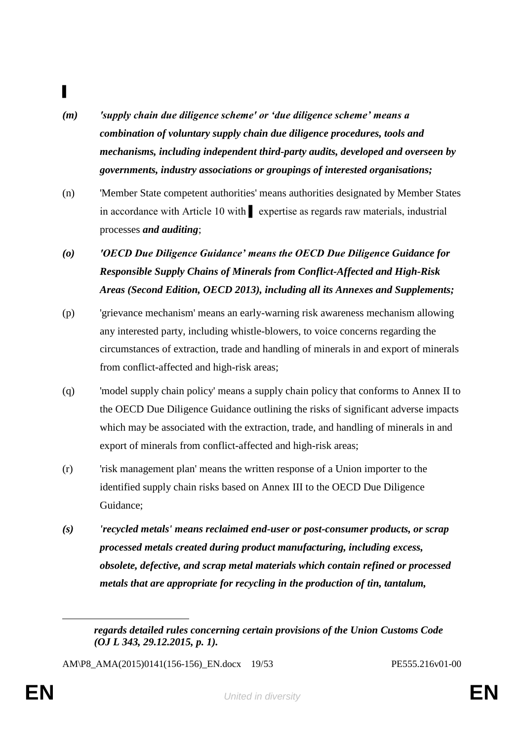▌

***(m)*** ***'supply chain due diligence scheme' or 'due diligence scheme' means a combination of voluntary supply chain due diligence procedures, tools and mechanisms, including independent third-party audits, developed and overseen by governments, industry associations or groupings of interested organisations;***

(n) 'Member State competent authorities' means authorities designated by Member States in accordance with Article 10 with ▌ expertise as regards raw materials, industrial processes ***and auditing***;

***(o)*** ***'OECD Due Diligence Guidance' means the OECD Due Diligence Guidance for Responsible Supply Chains of Minerals from Conflict-Affected and High-Risk Areas (Second Edition, OECD 2013), including all its Annexes and Supplements;***

(p) 'grievance mechanism' means an early-warning risk awareness mechanism allowing any interested party, including whistle-blowers, to voice concerns regarding the circumstances of extraction, trade and handling of minerals in and export of minerals from conflict-affected and high-risk areas;

(q) 'model supply chain policy' means a supply chain policy that conforms to Annex II to the OECD Due Diligence Guidance outlining the risks of significant adverse impacts which may be associated with the extraction, trade, and handling of minerals in and export of minerals from conflict-affected and high-risk areas;

(r) 'risk management plan' means the written response of a Union importer to the identified supply chain risks based on Annex III to the OECD Due Diligence Guidance;

***(s)*** ***'recycled metals' means reclaimed end-user or post-consumer products, or scrap processed metals created during product manufacturing, including excess, obsolete, defective, and scrap metal materials which contain refined or processed metals that are appropriate for recycling in the production of tin, tantalum,***

---

***regards detailed rules concerning certain provisions of the Union Customs Code (OJ L 343, 29.12.2015, p. 1).***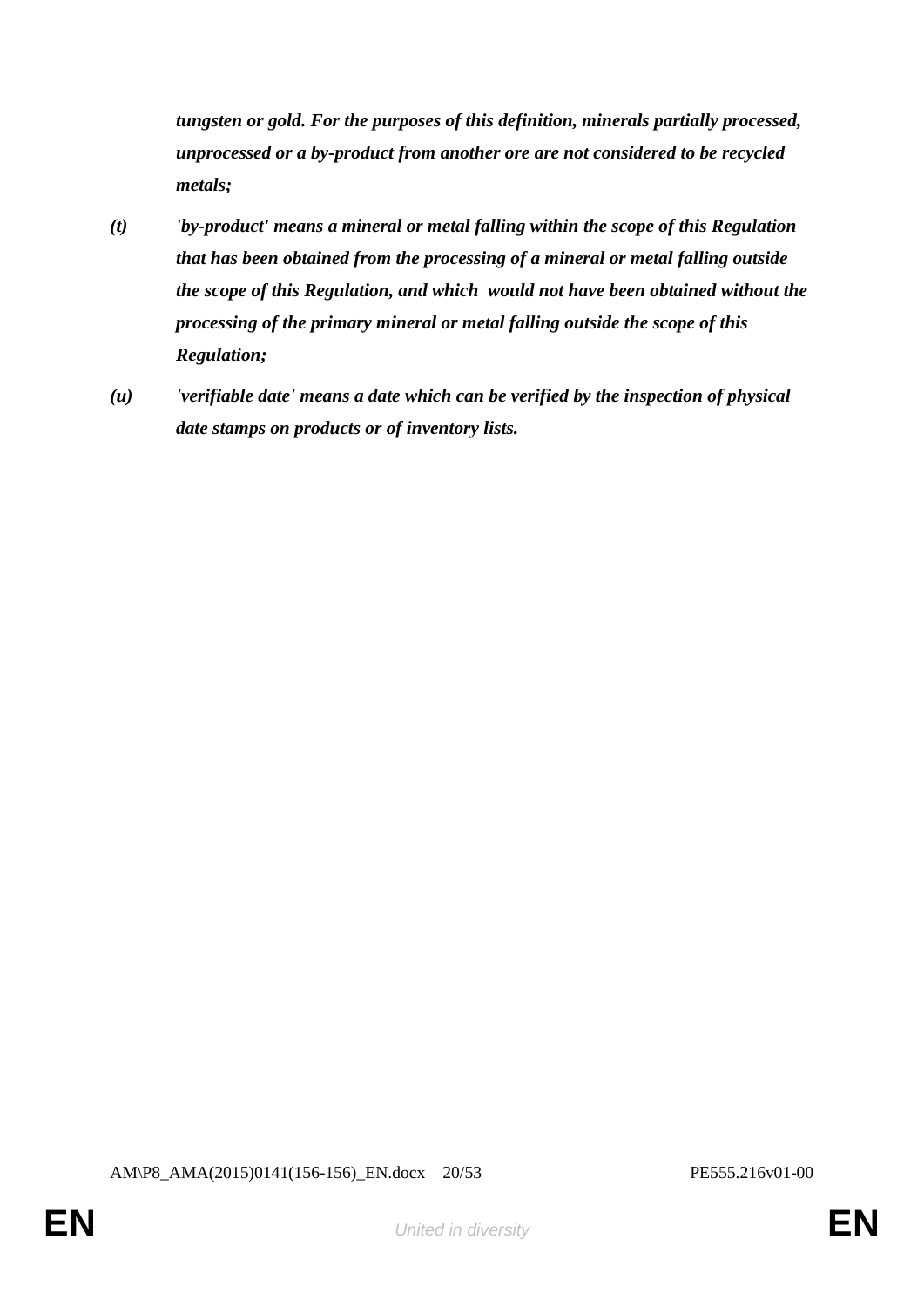***tungsten or gold. For the purposes of this definition, minerals partially processed, unprocessed or a by-product from another ore are not considered to be recycled metals;***

***(t)*** ***'by-product' means a mineral or metal falling within the scope of this Regulation that has been obtained from the processing of a mineral or metal falling outside the scope of this Regulation, and which would not have been obtained without the processing of the primary mineral or metal falling outside the scope of this Regulation;***

***(u)*** ***'verifiable date' means a date which can be verified by the inspection of physical date stamps on products or of inventory lists.***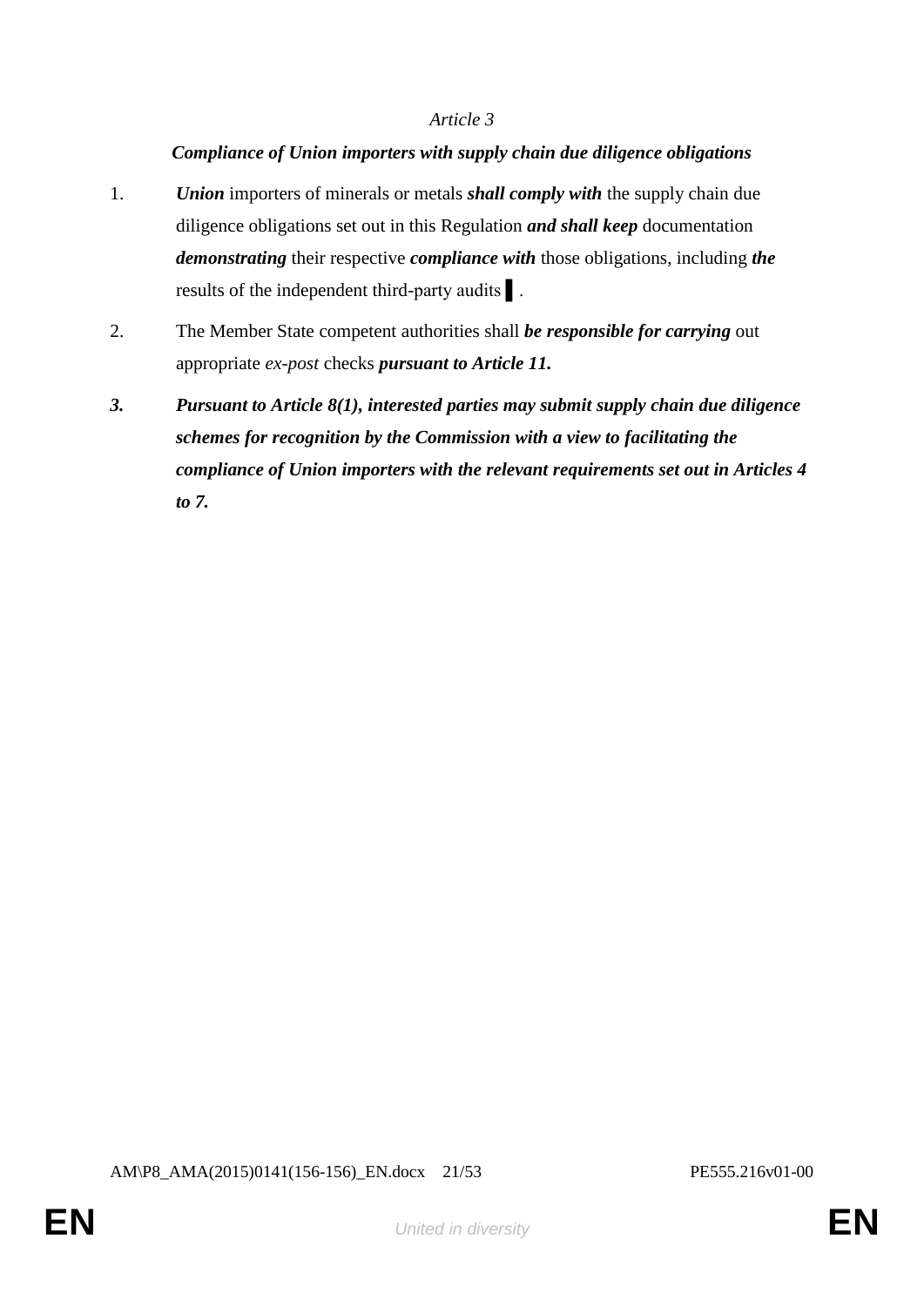*Article 3*

***Compliance of Union importers with supply chain due diligence obligations***

1. ***Union*** importers of minerals or metals ***shall comply with*** the supply chain due diligence obligations set out in this Regulation ***and shall keep*** documentation ***demonstrating*** their respective ***compliance with*** those obligations, including ***the*** results of the independent third-party audits ▌.

2. The Member State competent authorities shall ***be responsible for carrying*** out appropriate *ex-post* checks ***pursuant to Article 11.***

***3. Pursuant to Article 8(1), interested parties may submit supply chain due diligence schemes for recognition by the Commission with a view to facilitating the compliance of Union importers with the relevant requirements set out in Articles 4 to 7.***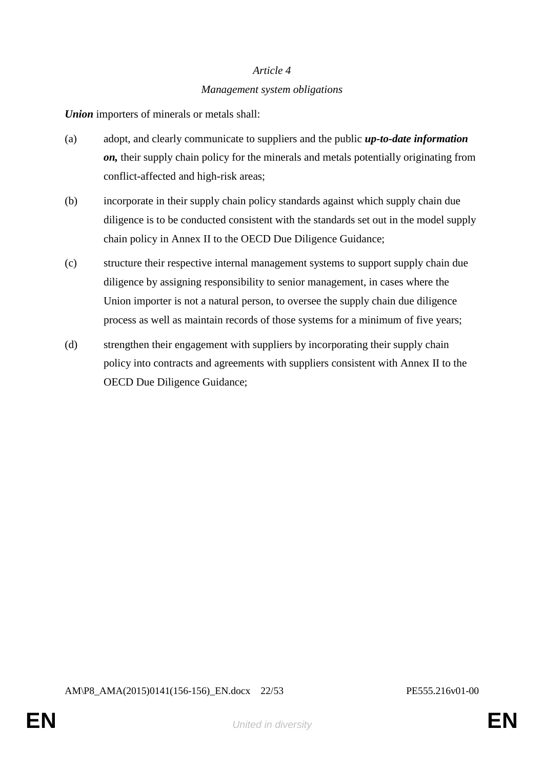*Article 4*

*Management system obligations*

***Union*** importers of minerals or metals shall:

(a) adopt, and clearly communicate to suppliers and the public ***up-to-date information on,*** their supply chain policy for the minerals and metals potentially originating from conflict-affected and high-risk areas;

(b) incorporate in their supply chain policy standards against which supply chain due diligence is to be conducted consistent with the standards set out in the model supply chain policy in Annex II to the OECD Due Diligence Guidance;

(c) structure their respective internal management systems to support supply chain due diligence by assigning responsibility to senior management, in cases where the Union importer is not a natural person, to oversee the supply chain due diligence process as well as maintain records of those systems for a minimum of five years;

(d) strengthen their engagement with suppliers by incorporating their supply chain policy into contracts and agreements with suppliers consistent with Annex II to the OECD Due Diligence Guidance;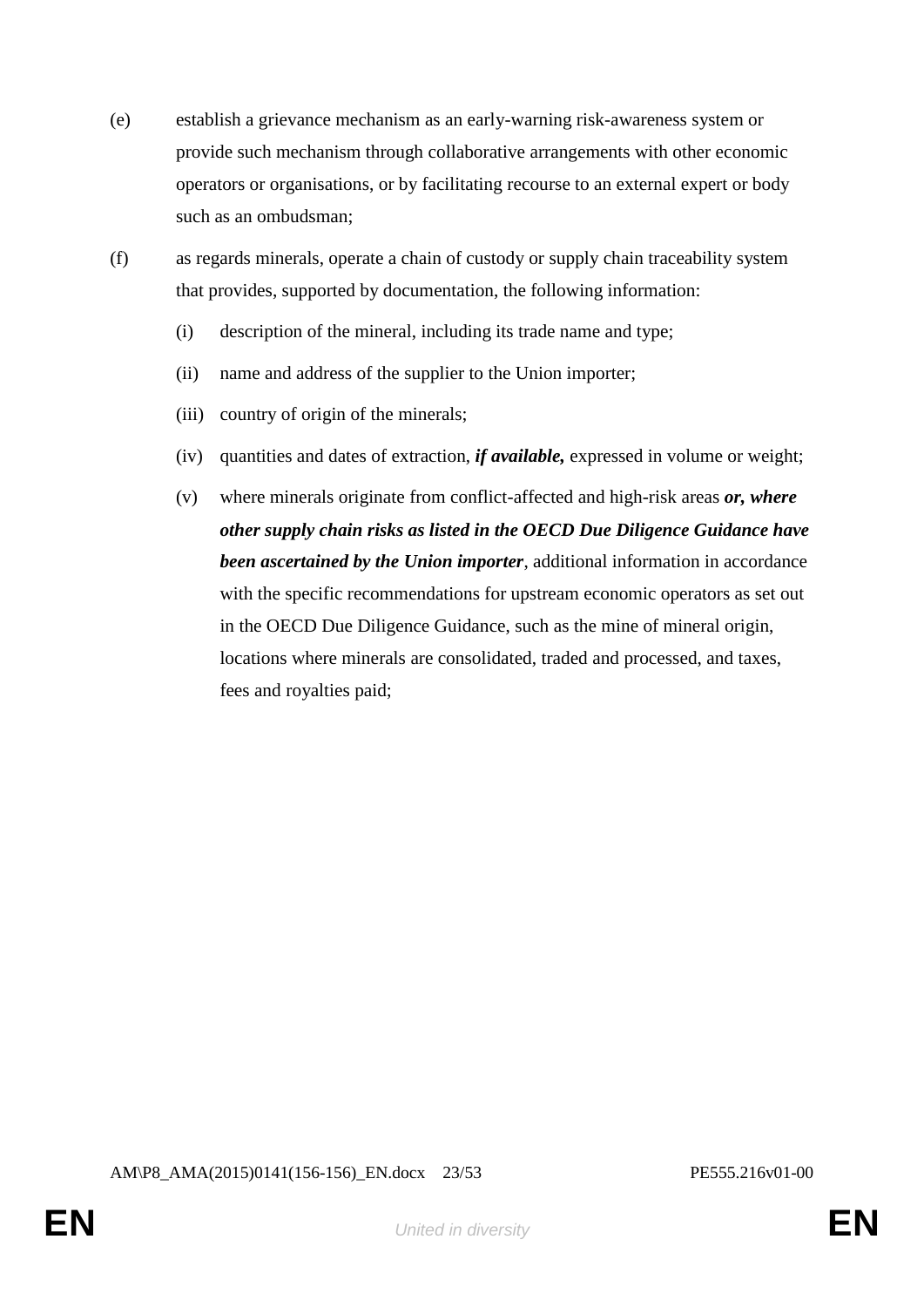(e) establish a grievance mechanism as an early-warning risk-awareness system or provide such mechanism through collaborative arrangements with other economic operators or organisations, or by facilitating recourse to an external expert or body such as an ombudsman;

(f) as regards minerals, operate a chain of custody or supply chain traceability system that provides, supported by documentation, the following information:

  (i) description of the mineral, including its trade name and type;

  (ii) name and address of the supplier to the Union importer;

  (iii) country of origin of the minerals;

  (iv) quantities and dates of extraction, ***if available,*** expressed in volume or weight;

  (v) where minerals originate from conflict-affected and high-risk areas ***or, where other supply chain risks as listed in the OECD Due Diligence Guidance have been ascertained by the Union importer***, additional information in accordance with the specific recommendations for upstream economic operators as set out in the OECD Due Diligence Guidance, such as the mine of mineral origin, locations where minerals are consolidated, traded and processed, and taxes, fees and royalties paid;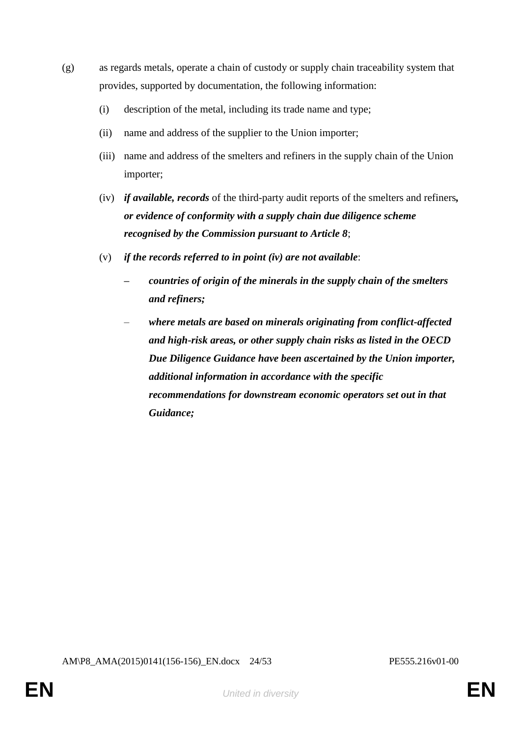(g) as regards metals, operate a chain of custody or supply chain traceability system that provides, supported by documentation, the following information:

 (i) description of the metal, including its trade name and type;

 (ii) name and address of the supplier to the Union importer;

 (iii) name and address of the smelters and refiners in the supply chain of the Union importer;

 (iv) ***if available, records*** of the third-party audit reports of the smelters and refiners***, or evidence of conformity with a supply chain due diligence scheme recognised by the Commission pursuant to Article 8***;

 (v) ***if the records referred to in point (iv) are not available***:

 – ***countries of origin of the minerals in the supply chain of the smelters and refiners;***

 – ***where metals are based on minerals originating from conflict-affected and high-risk areas, or other supply chain risks as listed in the OECD Due Diligence Guidance have been ascertained by the Union importer, additional information in accordance with the specific recommendations for downstream economic operators set out in that Guidance;***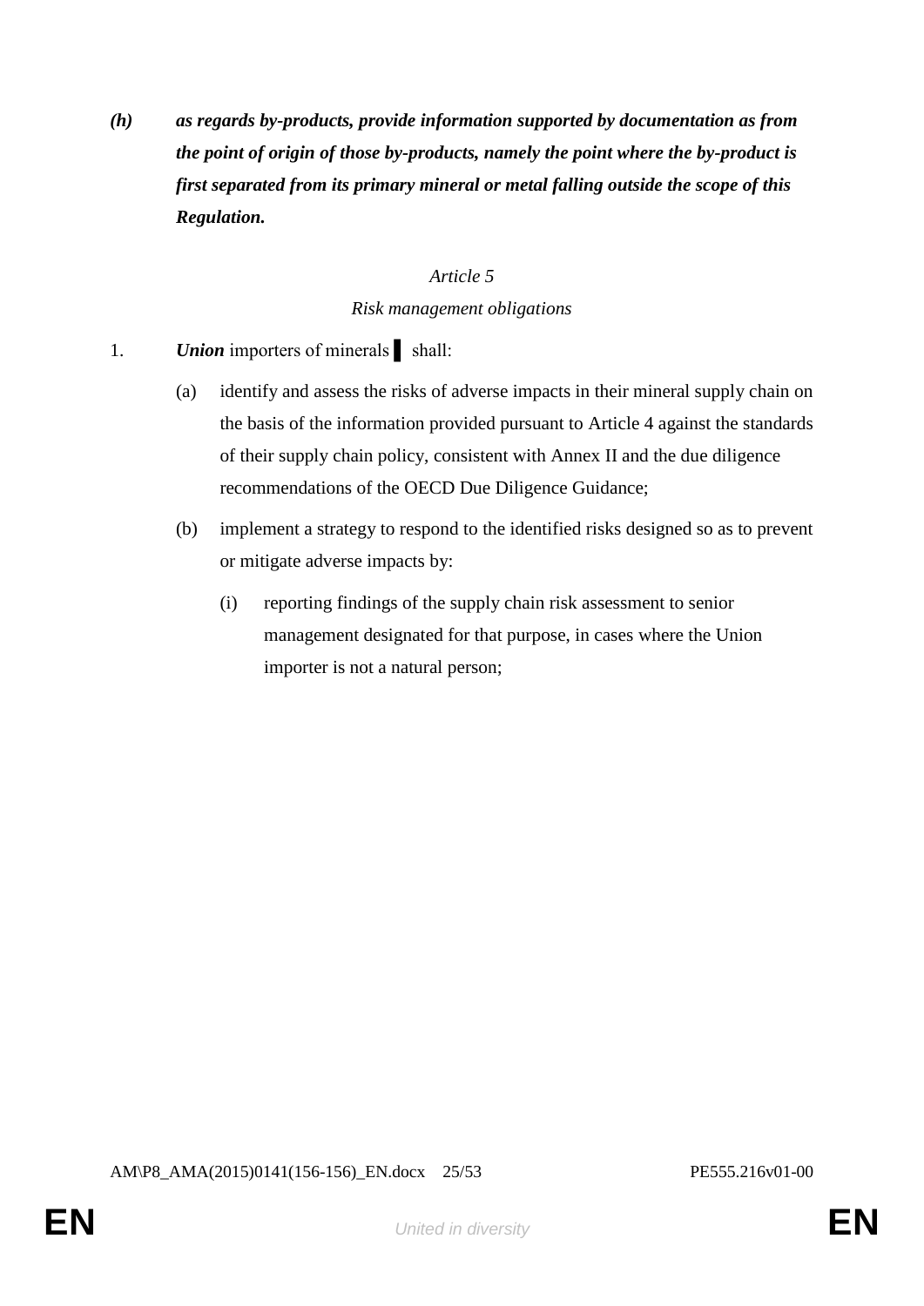***(h)*** ***as regards by-products, provide information supported by documentation as from the point of origin of those by-products, namely the point where the by-product is first separated from its primary mineral or metal falling outside the scope of this Regulation.***

*Article 5*

*Risk management obligations*

1. ***Union*** importers of minerals ▌ shall:

   (a) identify and assess the risks of adverse impacts in their mineral supply chain on the basis of the information provided pursuant to Article 4 against the standards of their supply chain policy, consistent with Annex II and the due diligence recommendations of the OECD Due Diligence Guidance;

   (b) implement a strategy to respond to the identified risks designed so as to prevent or mitigate adverse impacts by:

      (i) reporting findings of the supply chain risk assessment to senior management designated for that purpose, in cases where the Union importer is not a natural person;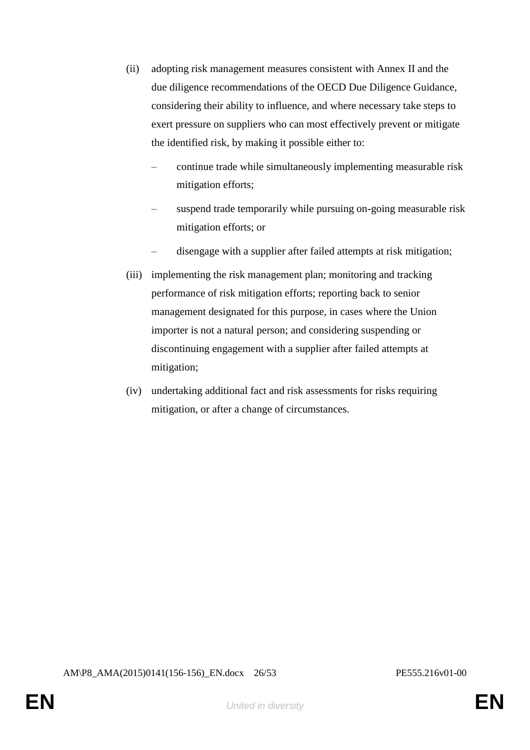(ii) adopting risk management measures consistent with Annex II and the due diligence recommendations of the OECD Due Diligence Guidance, considering their ability to influence, and where necessary take steps to exert pressure on suppliers who can most effectively prevent or mitigate the identified risk, by making it possible either to:

   – continue trade while simultaneously implementing measurable risk mitigation efforts;

   – suspend trade temporarily while pursuing on-going measurable risk mitigation efforts; or

   – disengage with a supplier after failed attempts at risk mitigation;

(iii) implementing the risk management plan; monitoring and tracking performance of risk mitigation efforts; reporting back to senior management designated for this purpose, in cases where the Union importer is not a natural person; and considering suspending or discontinuing engagement with a supplier after failed attempts at mitigation;

(iv) undertaking additional fact and risk assessments for risks requiring mitigation, or after a change of circumstances.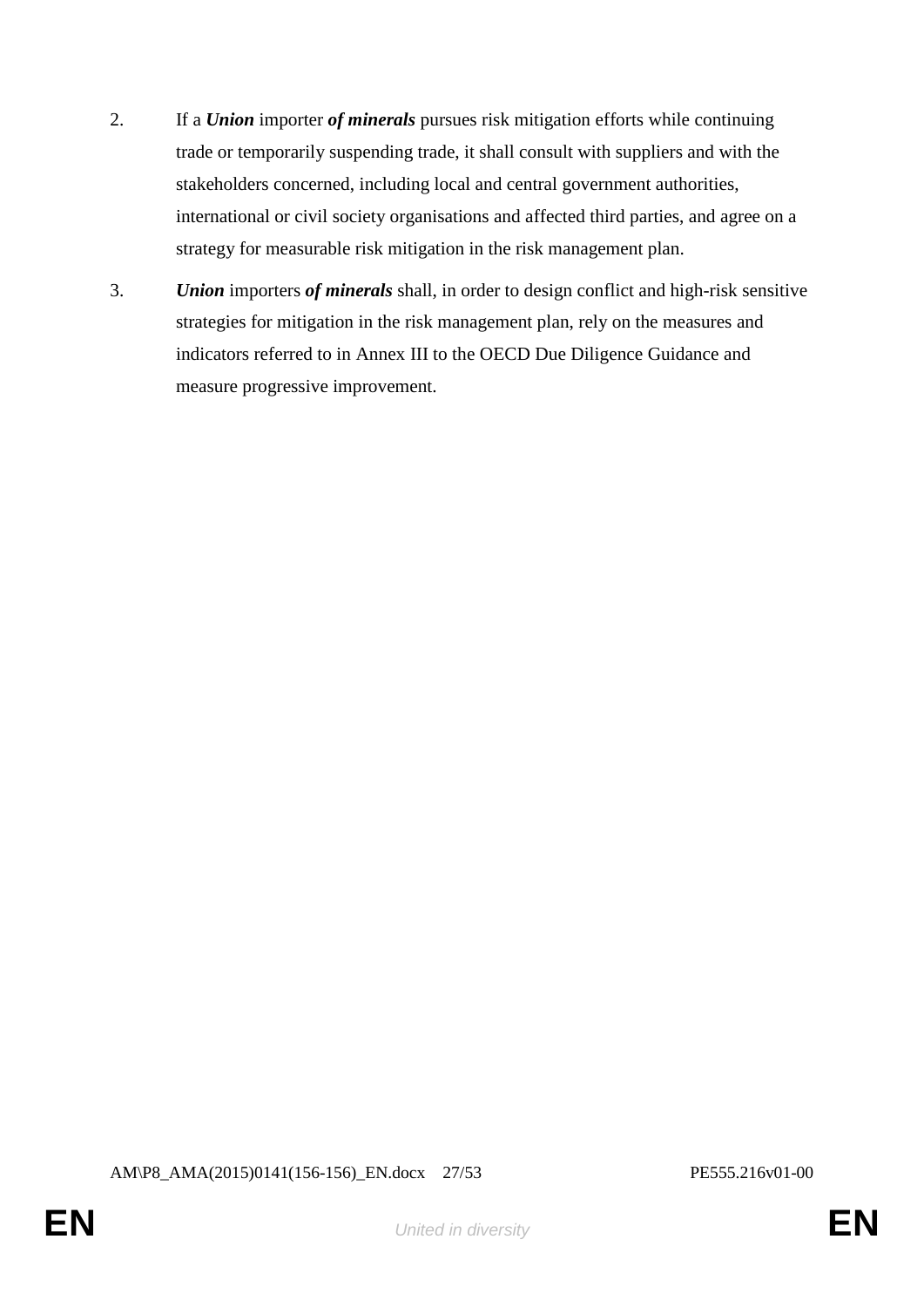2. If a ***Union*** importer ***of minerals*** pursues risk mitigation efforts while continuing trade or temporarily suspending trade, it shall consult with suppliers and with the stakeholders concerned, including local and central government authorities, international or civil society organisations and affected third parties, and agree on a strategy for measurable risk mitigation in the risk management plan.

3. ***Union*** importers ***of minerals*** shall, in order to design conflict and high-risk sensitive strategies for mitigation in the risk management plan, rely on the measures and indicators referred to in Annex III to the OECD Due Diligence Guidance and measure progressive improvement.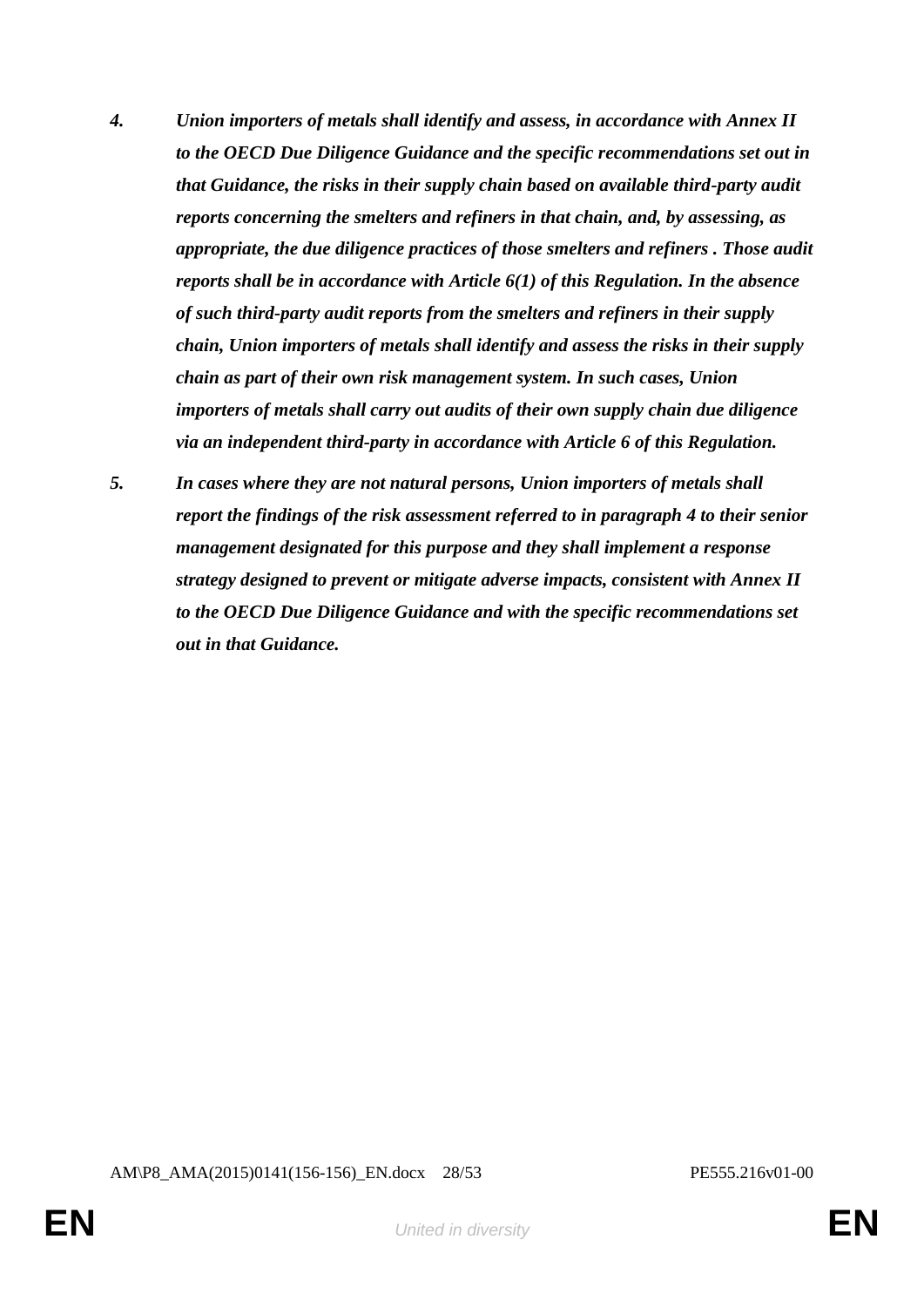4. ***Union importers of metals shall identify and assess, in accordance with Annex II to the OECD Due Diligence Guidance and the specific recommendations set out in that Guidance, the risks in their supply chain based on available third-party audit reports concerning the smelters and refiners in that chain, and, by assessing, as appropriate, the due diligence practices of those smelters and refiners . Those audit reports shall be in accordance with Article 6(1) of this Regulation. In the absence of such third-party audit reports from the smelters and refiners in their supply chain, Union importers of metals shall identify and assess the risks in their supply chain as part of their own risk management system. In such cases, Union importers of metals shall carry out audits of their own supply chain due diligence via an independent third-party in accordance with Article 6 of this Regulation.***

5. ***In cases where they are not natural persons, Union importers of metals shall report the findings of the risk assessment referred to in paragraph 4 to their senior management designated for this purpose and they shall implement a response strategy designed to prevent or mitigate adverse impacts, consistent with Annex II to the OECD Due Diligence Guidance and with the specific recommendations set out in that Guidance.***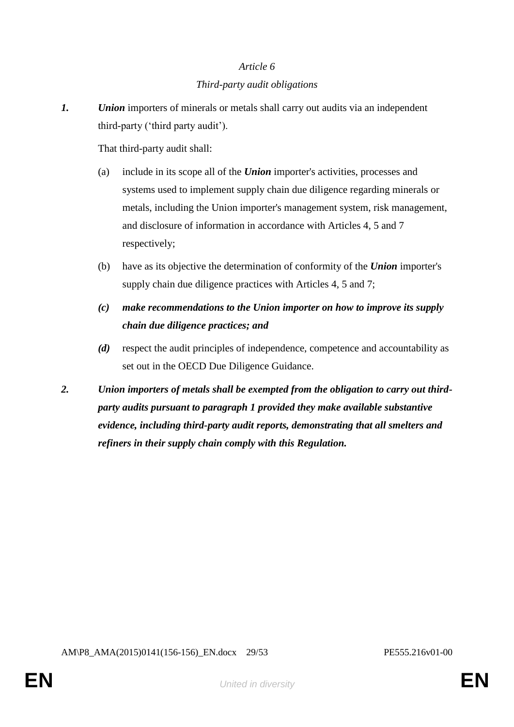*Article 6*

*Third-party audit obligations*

***1.*** ***Union*** importers of minerals or metals shall carry out audits via an independent third-party ('third party audit').

That third-party audit shall:

(a) include in its scope all of the ***Union*** importer's activities, processes and systems used to implement supply chain due diligence regarding minerals or metals, including the Union importer's management system, risk management, and disclosure of information in accordance with Articles 4, 5 and 7 respectively;

(b) have as its objective the determination of conformity of the ***Union*** importer's supply chain due diligence practices with Articles 4, 5 and 7;

***(c) make recommendations to the Union importer on how to improve its supply chain due diligence practices; and***

***(d)*** respect the audit principles of independence, competence and accountability as set out in the OECD Due Diligence Guidance.

***2. Union importers of metals shall be exempted from the obligation to carry out third-party audits pursuant to paragraph 1 provided they make available substantive evidence, including third-party audit reports, demonstrating that all smelters and refiners in their supply chain comply with this Regulation.***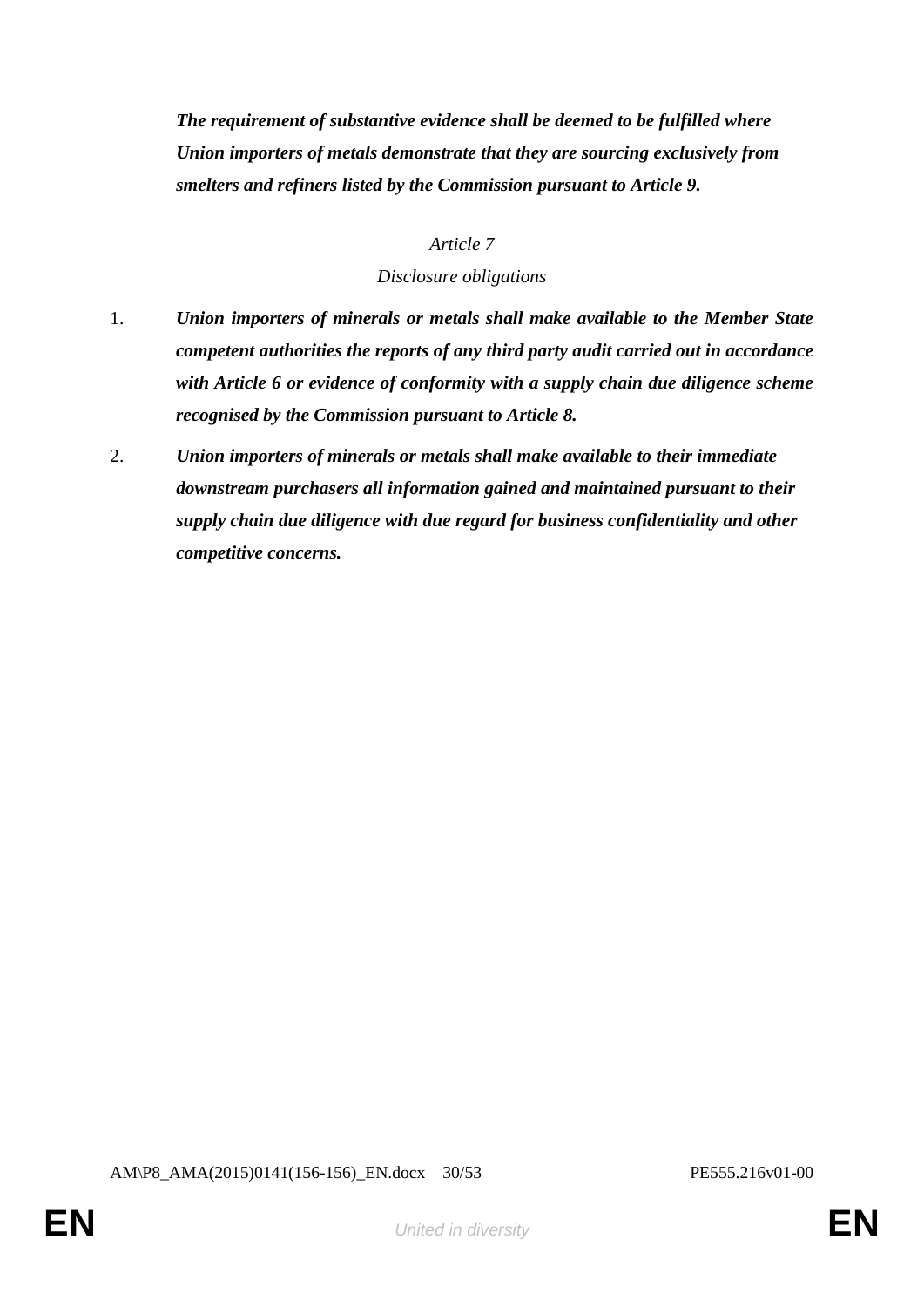***The requirement of substantive evidence shall be deemed to be fulfilled where Union importers of metals demonstrate that they are sourcing exclusively from smelters and refiners listed by the Commission pursuant to Article 9.***

*Article 7*

*Disclosure obligations*

1. ***Union importers of minerals or metals shall make available to the Member State competent authorities the reports of any third party audit carried out in accordance with Article 6 or evidence of conformity with a supply chain due diligence scheme recognised by the Commission pursuant to Article 8.***

2. ***Union importers of minerals or metals shall make available to their immediate downstream purchasers all information gained and maintained pursuant to their supply chain due diligence with due regard for business confidentiality and other competitive concerns.***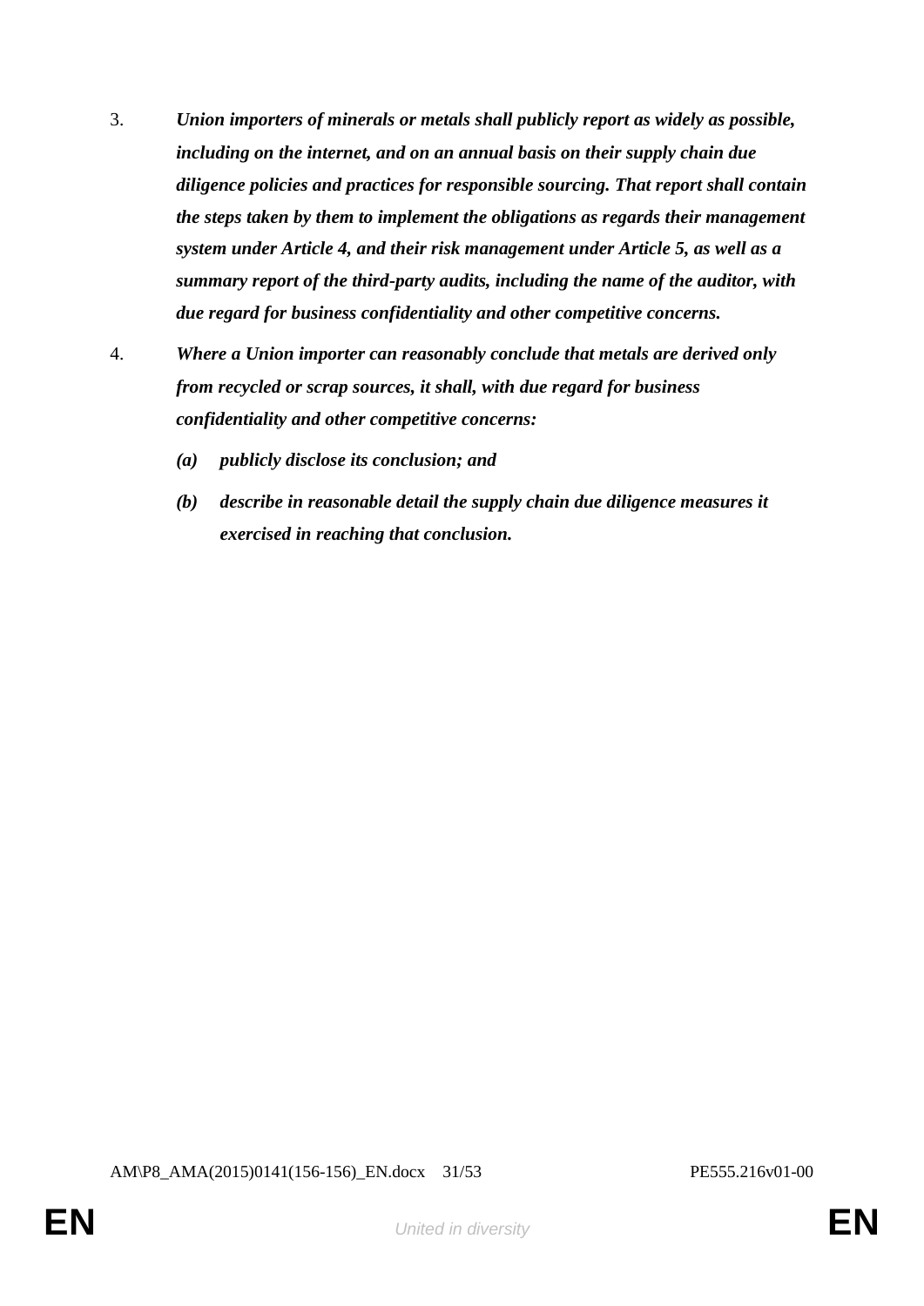3. ***Union importers of minerals or metals shall publicly report as widely as possible, including on the internet, and on an annual basis on their supply chain due diligence policies and practices for responsible sourcing. That report shall contain the steps taken by them to implement the obligations as regards their management system under Article 4, and their risk management under Article 5, as well as a summary report of the third-party audits, including the name of the auditor, with due regard for business confidentiality and other competitive concerns.***

4. ***Where a Union importer can reasonably conclude that metals are derived only from recycled or scrap sources, it shall, with due regard for business confidentiality and other competitive concerns:***

   ***(a) publicly disclose its conclusion; and***

   ***(b) describe in reasonable detail the supply chain due diligence measures it exercised in reaching that conclusion.***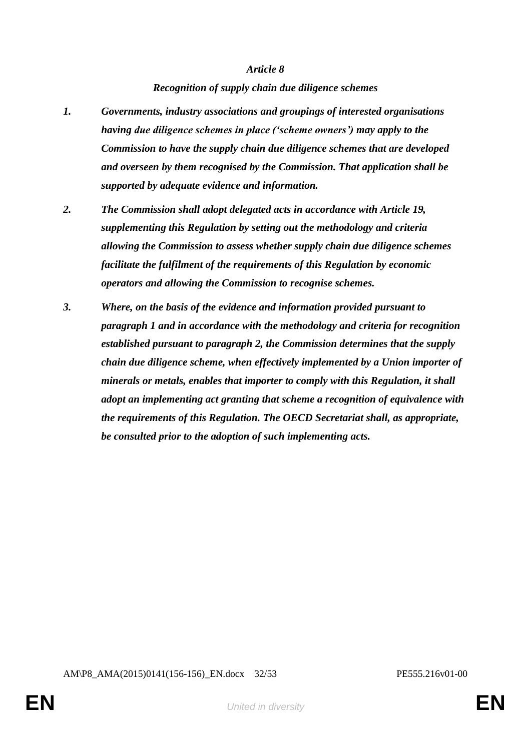*Article 8*

***Recognition of supply chain due diligence schemes***

***1. Governments, industry associations and groupings of interested organisations having due diligence schemes in place ('scheme owners') may apply to the Commission to have the supply chain due diligence schemes that are developed and overseen by them recognised by the Commission. That application shall be supported by adequate evidence and information.***

***2. The Commission shall adopt delegated acts in accordance with Article 19, supplementing this Regulation by setting out the methodology and criteria allowing the Commission to assess whether supply chain due diligence schemes facilitate the fulfilment of the requirements of this Regulation by economic operators and allowing the Commission to recognise schemes.***

***3. Where, on the basis of the evidence and information provided pursuant to paragraph 1 and in accordance with the methodology and criteria for recognition established pursuant to paragraph 2, the Commission determines that the supply chain due diligence scheme, when effectively implemented by a Union importer of minerals or metals, enables that importer to comply with this Regulation, it shall adopt an implementing act granting that scheme a recognition of equivalence with the requirements of this Regulation. The OECD Secretariat shall, as appropriate, be consulted prior to the adoption of such implementing acts.***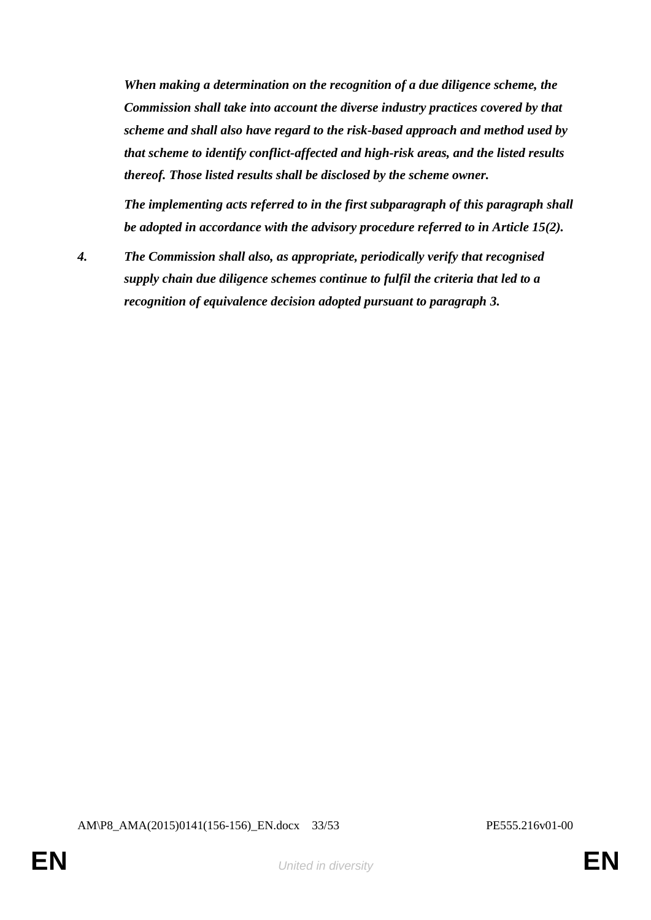***When making a determination on the recognition of a due diligence scheme, the Commission shall take into account the diverse industry practices covered by that scheme and shall also have regard to the risk-based approach and method used by that scheme to identify conflict-affected and high-risk areas, and the listed results thereof. Those listed results shall be disclosed by the scheme owner.***

***The implementing acts referred to in the first subparagraph of this paragraph shall be adopted in accordance with the advisory procedure referred to in Article 15(2).***

***4. The Commission shall also, as appropriate, periodically verify that recognised supply chain due diligence schemes continue to fulfil the criteria that led to a recognition of equivalence decision adopted pursuant to paragraph 3.***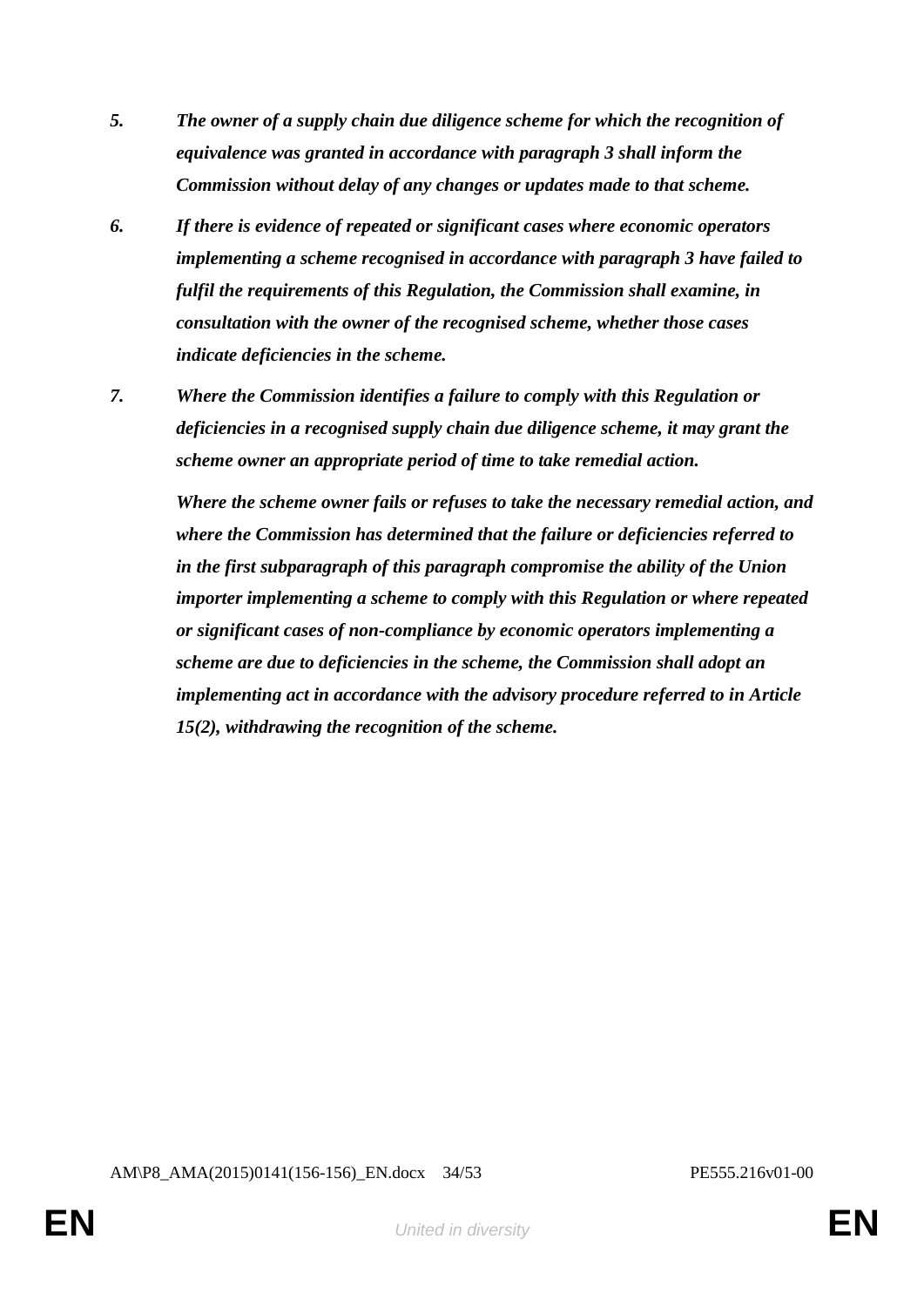5. ***The owner of a supply chain due diligence scheme for which the recognition of equivalence was granted in accordance with paragraph 3 shall inform the Commission without delay of any changes or updates made to that scheme.***

6. ***If there is evidence of repeated or significant cases where economic operators implementing a scheme recognised in accordance with paragraph 3 have failed to fulfil the requirements of this Regulation, the Commission shall examine, in consultation with the owner of the recognised scheme, whether those cases indicate deficiencies in the scheme.***

7. ***Where the Commission identifies a failure to comply with this Regulation or deficiencies in a recognised supply chain due diligence scheme, it may grant the scheme owner an appropriate period of time to take remedial action.***

   ***Where the scheme owner fails or refuses to take the necessary remedial action, and where the Commission has determined that the failure or deficiencies referred to in the first subparagraph of this paragraph compromise the ability of the Union importer implementing a scheme to comply with this Regulation or where repeated or significant cases of non-compliance by economic operators implementing a scheme are due to deficiencies in the scheme, the Commission shall adopt an implementing act in accordance with the advisory procedure referred to in Article 15(2), withdrawing the recognition of the scheme.***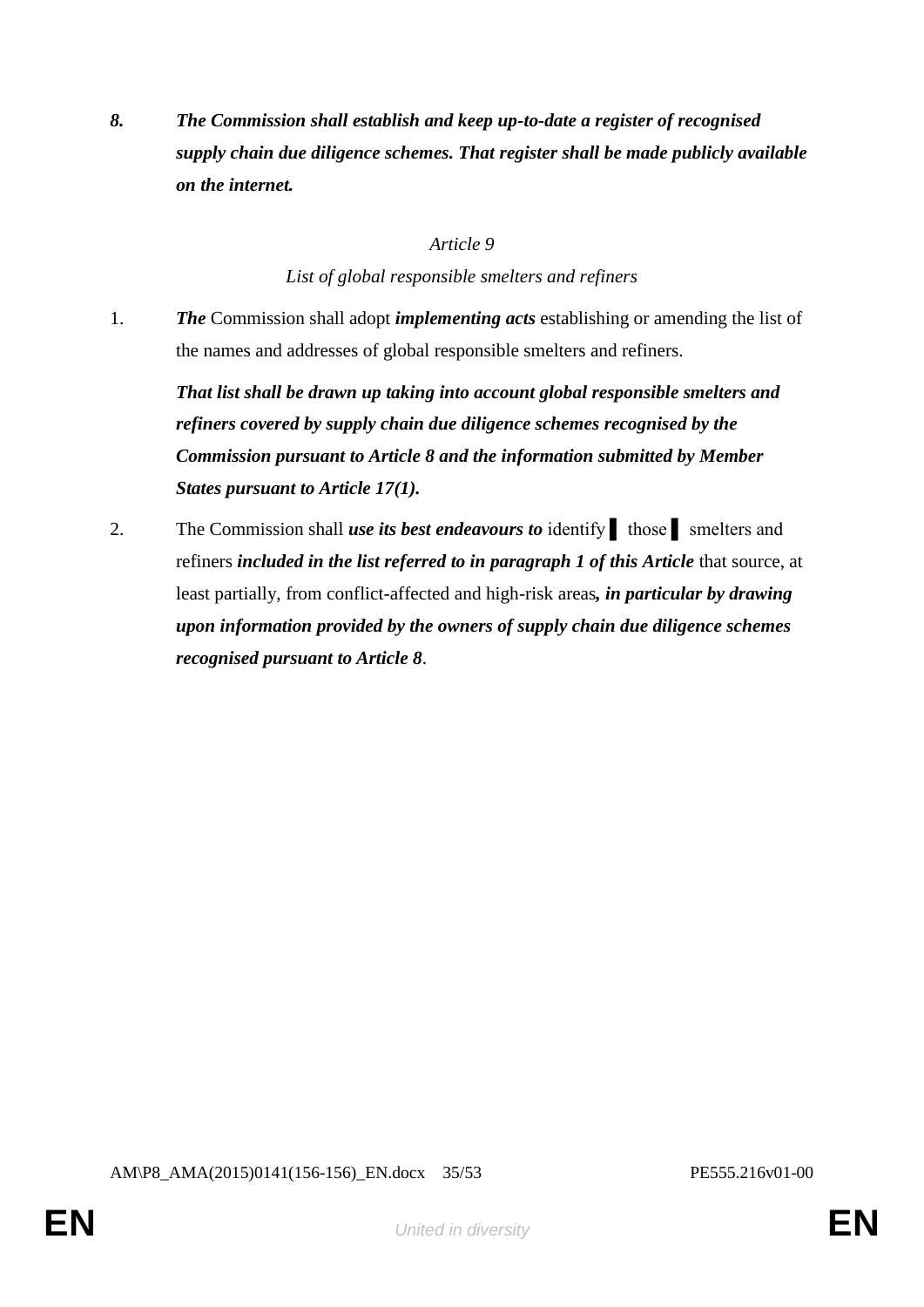***8.*** ***The Commission shall establish and keep up-to-date a register of recognised supply chain due diligence schemes. That register shall be made publicly available on the internet.***

*Article 9*

*List of global responsible smelters and refiners*

1. ***The*** Commission shall adopt ***implementing acts*** establishing or amending the list of the names and addresses of global responsible smelters and refiners.

   ***That list shall be drawn up taking into account global responsible smelters and refiners covered by supply chain due diligence schemes recognised by the Commission pursuant to Article 8 and the information submitted by Member States pursuant to Article 17(1).***

2. The Commission shall ***use its best endeavours to*** identify ▌ those ▌ smelters and refiners ***included in the list referred to in paragraph 1 of this Article*** that source, at least partially, from conflict-affected and high-risk areas***, in particular by drawing upon information provided by the owners of supply chain due diligence schemes recognised pursuant to Article 8***.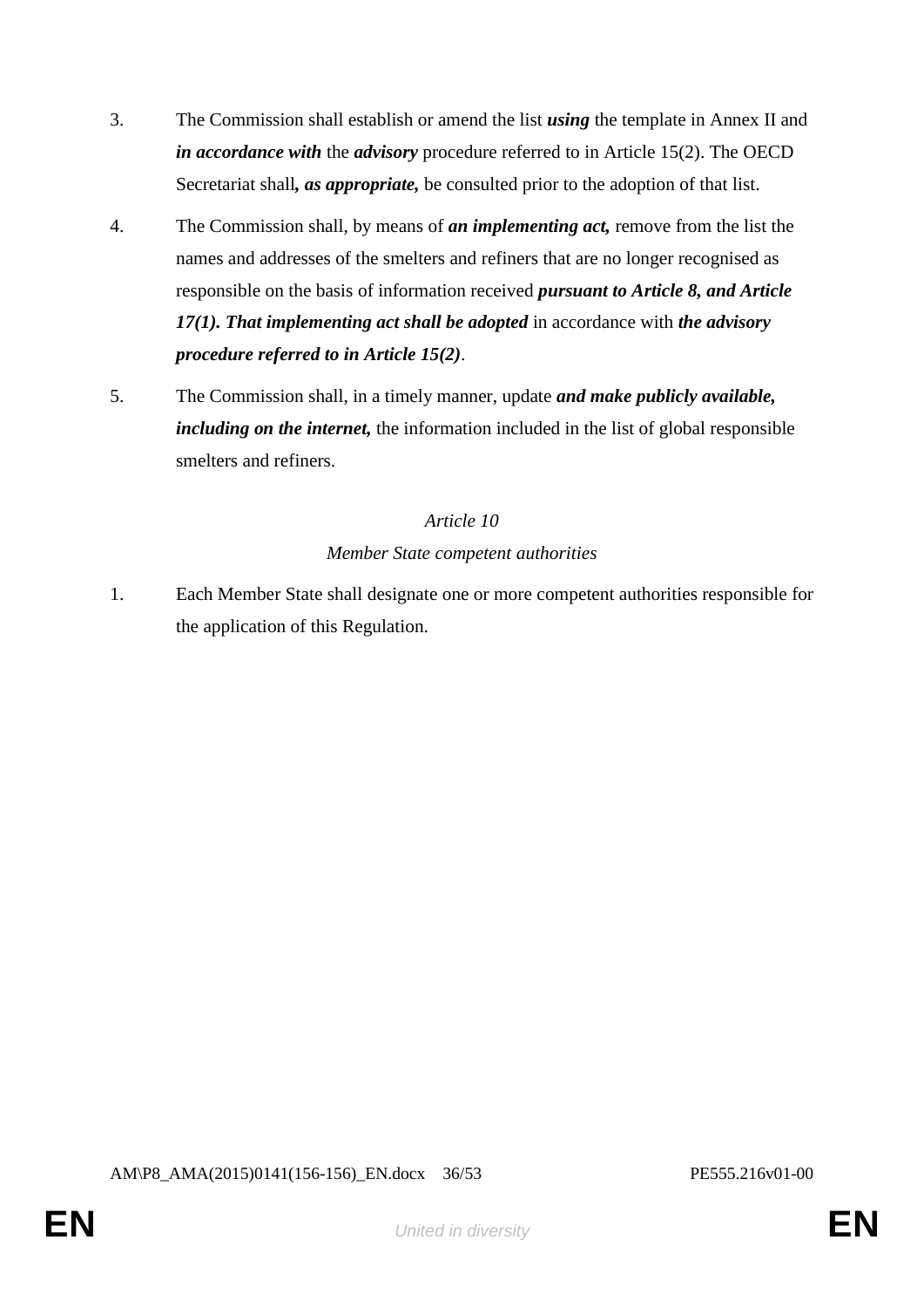3. The Commission shall establish or amend the list ***using*** the template in Annex II and ***in accordance with*** the ***advisory*** procedure referred to in Article 15(2). The OECD Secretariat shall***, as appropriate,*** be consulted prior to the adoption of that list.

4. The Commission shall, by means of ***an implementing act,*** remove from the list the names and addresses of the smelters and refiners that are no longer recognised as responsible on the basis of information received ***pursuant to Article 8, and Article 17(1). That implementing act shall be adopted*** in accordance with ***the advisory procedure referred to in Article 15(2)***.

5. The Commission shall, in a timely manner, update ***and make publicly available, including on the internet,*** the information included in the list of global responsible smelters and refiners.

*Article 10*

*Member State competent authorities*

1. Each Member State shall designate one or more competent authorities responsible for the application of this Regulation.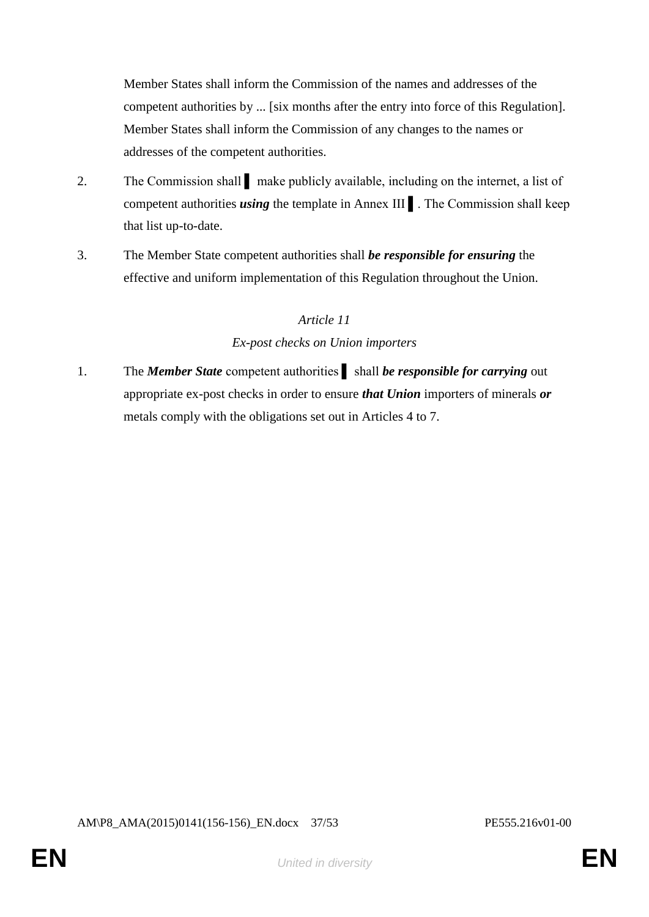Member States shall inform the Commission of the names and addresses of the competent authorities by ... [six months after the entry into force of this Regulation]. Member States shall inform the Commission of any changes to the names or addresses of the competent authorities.

2. The Commission shall ▌ make publicly available, including on the internet, a list of competent authorities ***using*** the template in Annex III ▌. The Commission shall keep that list up-to-date.

3. The Member State competent authorities shall ***be responsible for ensuring*** the effective and uniform implementation of this Regulation throughout the Union.

*Article 11*

*Ex-post checks on Union importers*

1. The ***Member State*** competent authorities ▌ shall ***be responsible for carrying*** out appropriate ex-post checks in order to ensure ***that Union*** importers of minerals ***or*** metals comply with the obligations set out in Articles 4 to 7.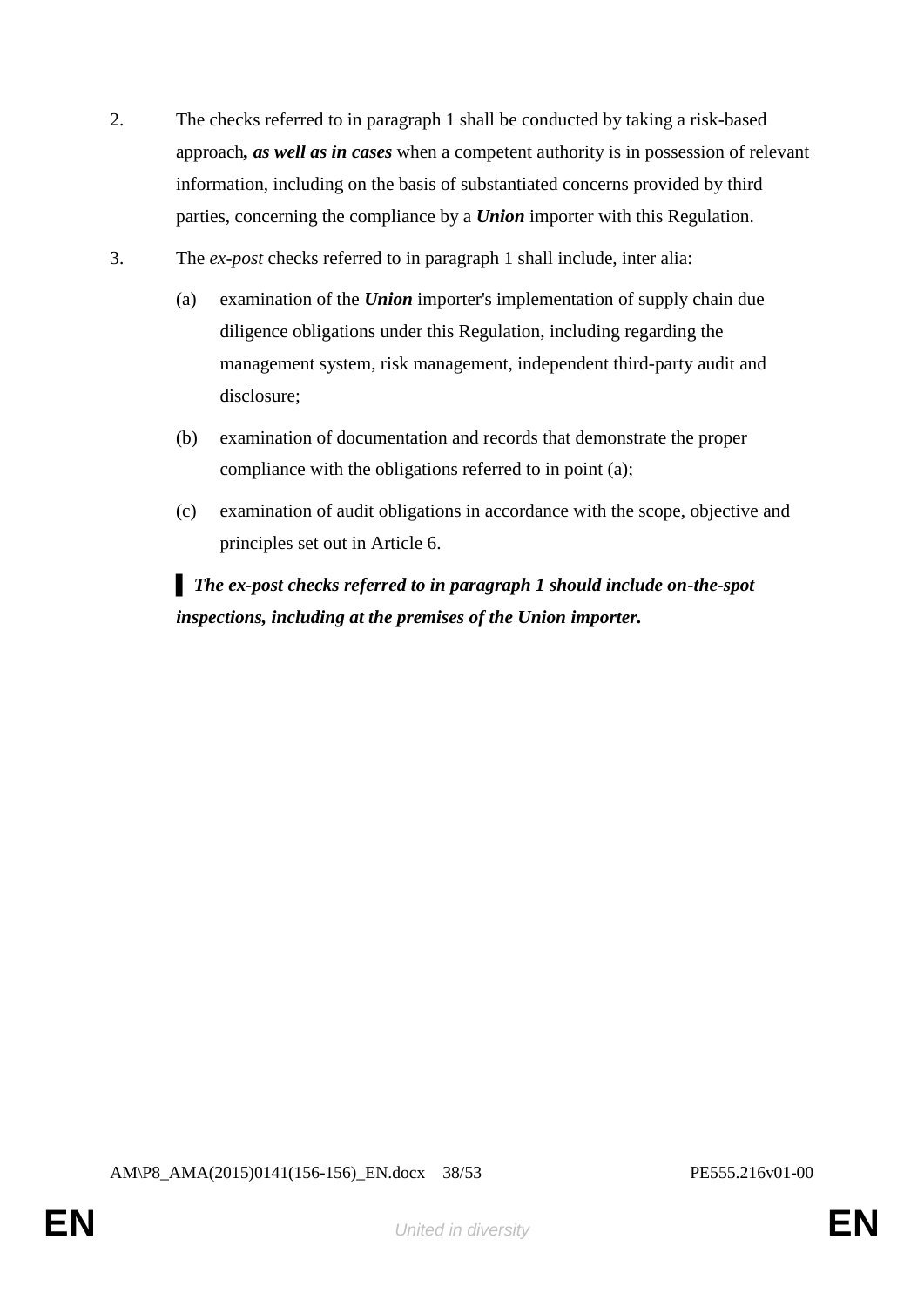2. The checks referred to in paragraph 1 shall be conducted by taking a risk-based approach***, as well as in cases*** when a competent authority is in possession of relevant information, including on the basis of substantiated concerns provided by third parties, concerning the compliance by a ***Union*** importer with this Regulation.

3. The *ex-post* checks referred to in paragraph 1 shall include, inter alia:

   (a) examination of the ***Union*** importer's implementation of supply chain due diligence obligations under this Regulation, including regarding the management system, risk management, independent third-party audit and disclosure;

   (b) examination of documentation and records that demonstrate the proper compliance with the obligations referred to in point (a);

   (c) examination of audit obligations in accordance with the scope, objective and principles set out in Article 6.

   ▌***The ex-post checks referred to in paragraph 1 should include on-the-spot inspections, including at the premises of the Union importer.***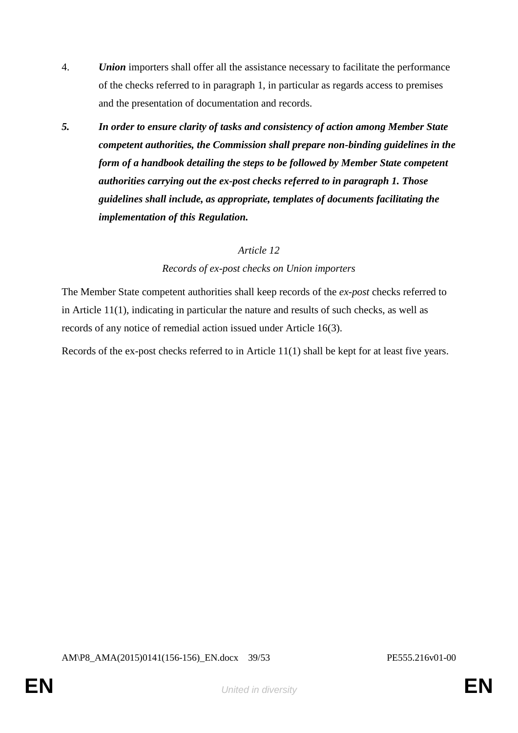4. ***Union*** importers shall offer all the assistance necessary to facilitate the performance of the checks referred to in paragraph 1, in particular as regards access to premises and the presentation of documentation and records.

***5. In order to ensure clarity of tasks and consistency of action among Member State competent authorities, the Commission shall prepare non-binding guidelines in the form of a handbook detailing the steps to be followed by Member State competent authorities carrying out the ex-post checks referred to in paragraph 1. Those guidelines shall include, as appropriate, templates of documents facilitating the implementation of this Regulation.***

*Article 12*

*Records of ex-post checks on Union importers*

The Member State competent authorities shall keep records of the *ex-post* checks referred to in Article 11(1), indicating in particular the nature and results of such checks, as well as records of any notice of remedial action issued under Article 16(3).

Records of the ex-post checks referred to in Article 11(1) shall be kept for at least five years.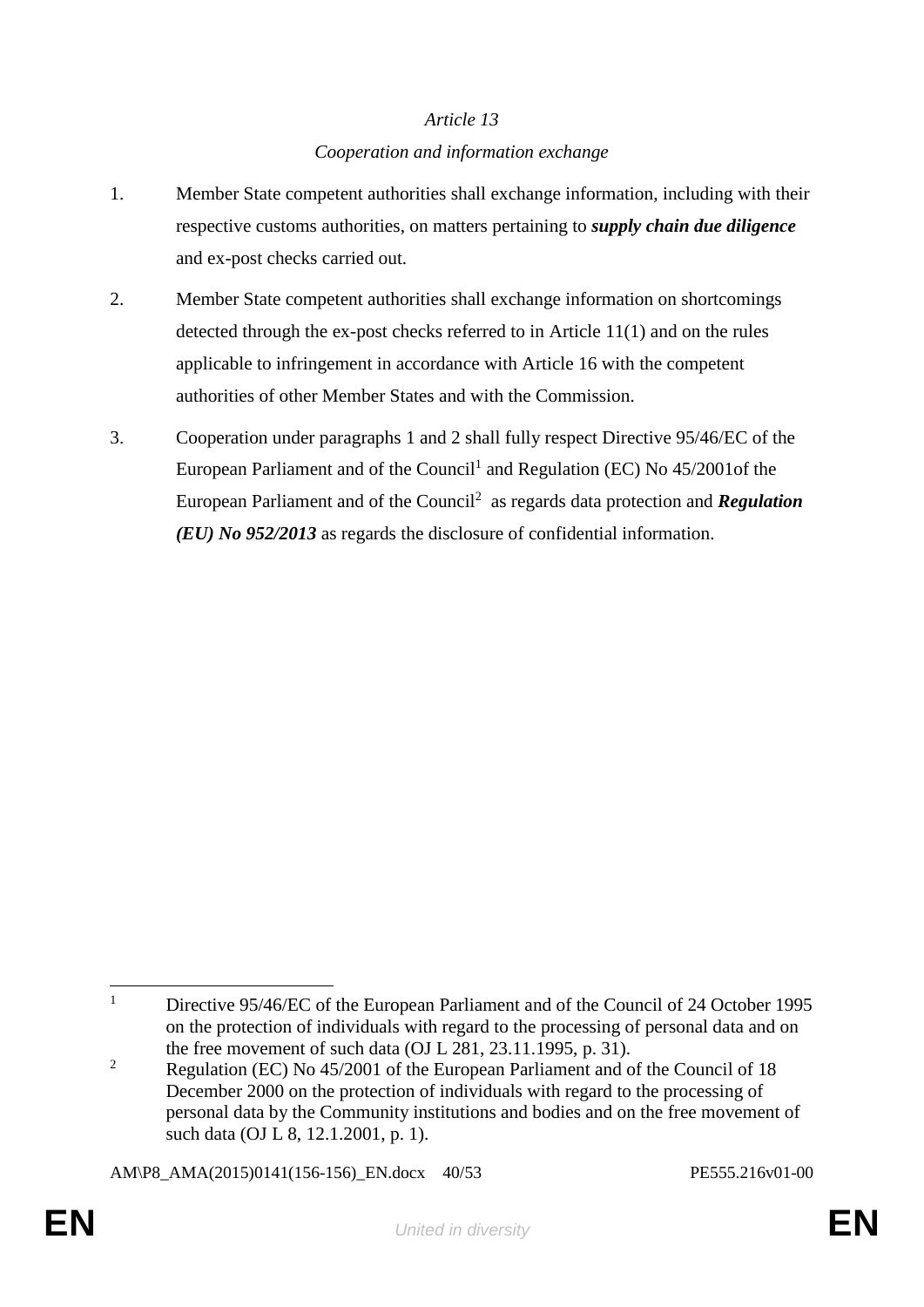*Article 13*

*Cooperation and information exchange*

1. Member State competent authorities shall exchange information, including with their respective customs authorities, on matters pertaining to ***supply chain due diligence*** and ex-post checks carried out.

2. Member State competent authorities shall exchange information on shortcomings detected through the ex-post checks referred to in Article 11(1) and on the rules applicable to infringement in accordance with Article 16 with the competent authorities of other Member States and with the Commission.

3. Cooperation under paragraphs 1 and 2 shall fully respect Directive 95/46/EC of the European Parliament and of the Council[1] and Regulation (EC) No 45/2001of the European Parliament and of the Council[2] as regards data protection and ***Regulation (EU) No 952/2013*** as regards the disclosure of confidential information.

---

[1] Directive 95/46/EC of the European Parliament and of the Council of 24 October 1995 on the protection of individuals with regard to the processing of personal data and on the free movement of such data (OJ L 281, 23.11.1995, p. 31).

[2] Regulation (EC) No 45/2001 of the European Parliament and of the Council of 18 December 2000 on the protection of individuals with regard to the processing of personal data by the Community institutions and bodies and on the free movement of such data (OJ L 8, 12.1.2001, p. 1).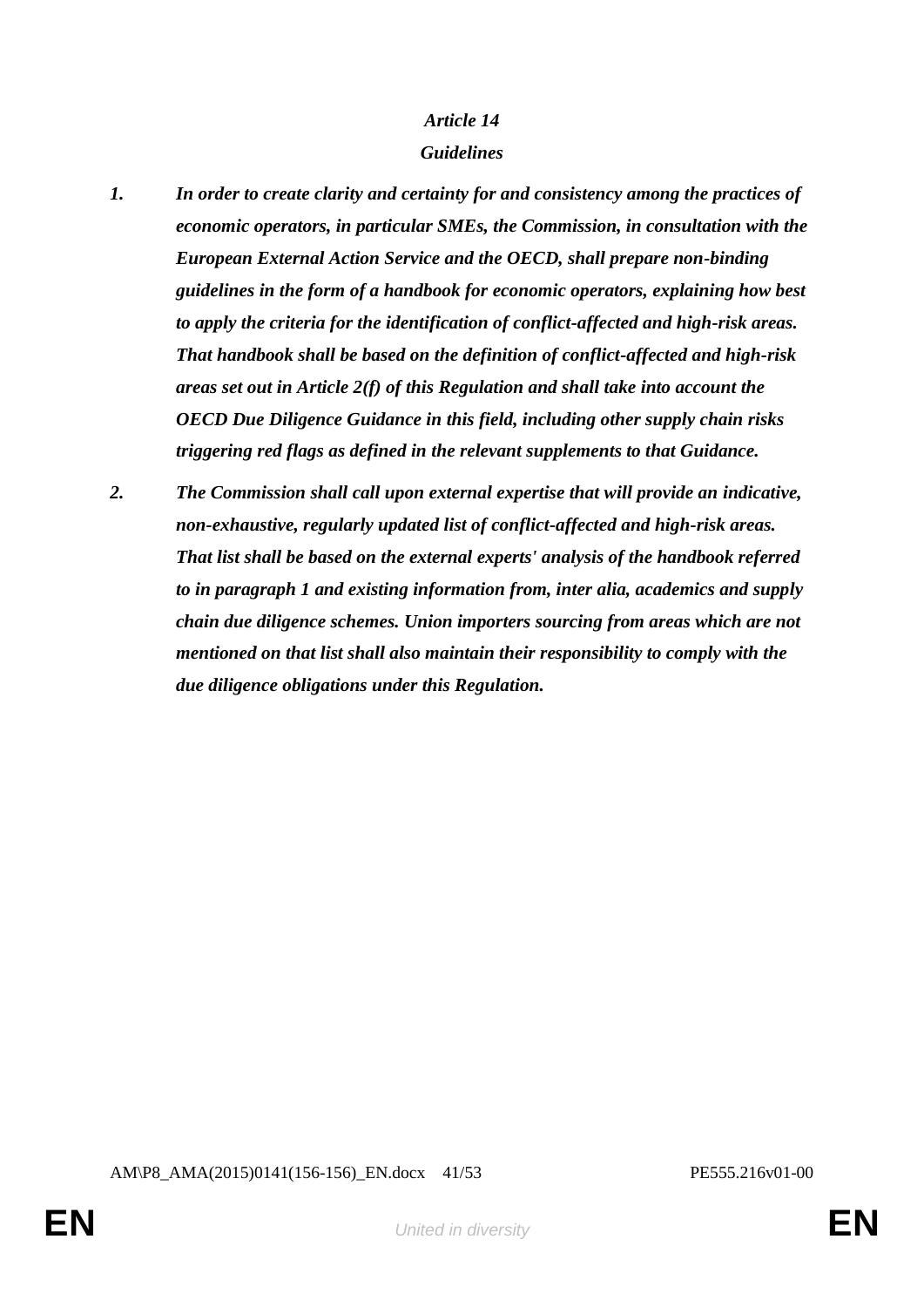***Article 14***

***Guidelines***

***1.*** ***In order to create clarity and certainty for and consistency among the practices of economic operators, in particular SMEs, the Commission, in consultation with the European External Action Service and the OECD, shall prepare non-binding guidelines in the form of a handbook for economic operators, explaining how best to apply the criteria for the identification of conflict-affected and high-risk areas. That handbook shall be based on the definition of conflict-affected and high-risk areas set out in Article 2(f) of this Regulation and shall take into account the OECD Due Diligence Guidance in this field, including other supply chain risks triggering red flags as defined in the relevant supplements to that Guidance.***

***2.*** ***The Commission shall call upon external expertise that will provide an indicative, non-exhaustive, regularly updated list of conflict-affected and high-risk areas. That list shall be based on the external experts' analysis of the handbook referred to in paragraph 1 and existing information from, inter alia, academics and supply chain due diligence schemes. Union importers sourcing from areas which are not mentioned on that list shall also maintain their responsibility to comply with the due diligence obligations under this Regulation.***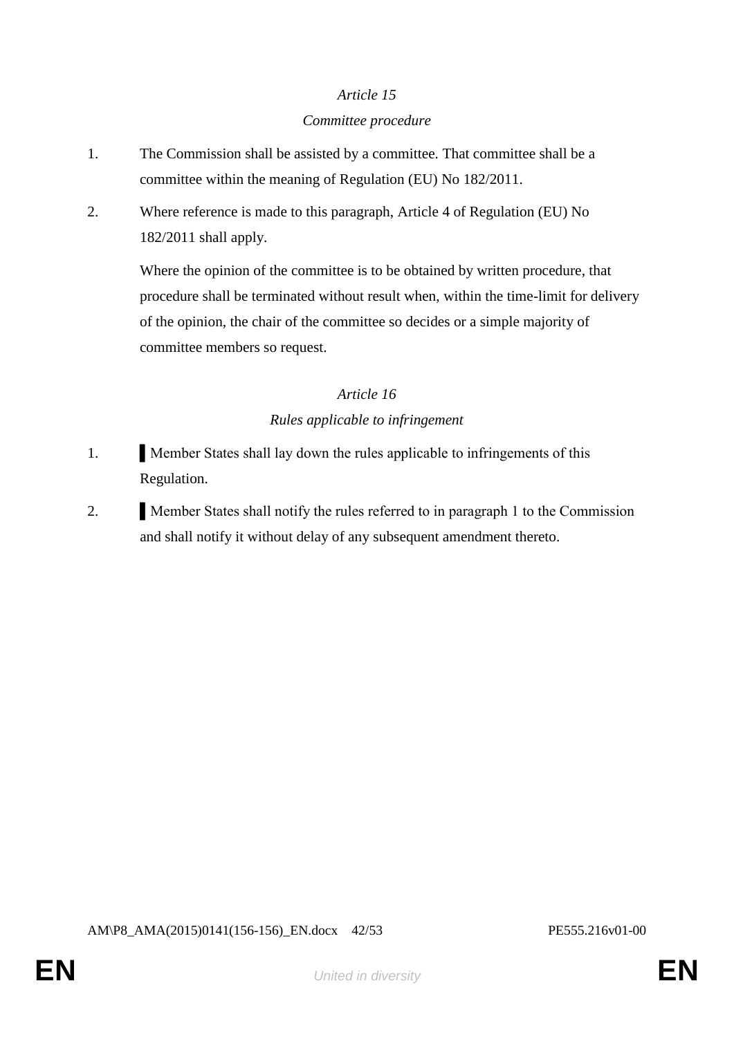*Article 15*

*Committee procedure*

1. The Commission shall be assisted by a committee. That committee shall be a committee within the meaning of Regulation (EU) No 182/2011.

2. Where reference is made to this paragraph, Article 4 of Regulation (EU) No 182/2011 shall apply.

   Where the opinion of the committee is to be obtained by written procedure, that procedure shall be terminated without result when, within the time-limit for delivery of the opinion, the chair of the committee so decides or a simple majority of committee members so request.

*Article 16*

*Rules applicable to infringement*

1. ▌Member States shall lay down the rules applicable to infringements of this Regulation.

2. ▌Member States shall notify the rules referred to in paragraph 1 to the Commission and shall notify it without delay of any subsequent amendment thereto.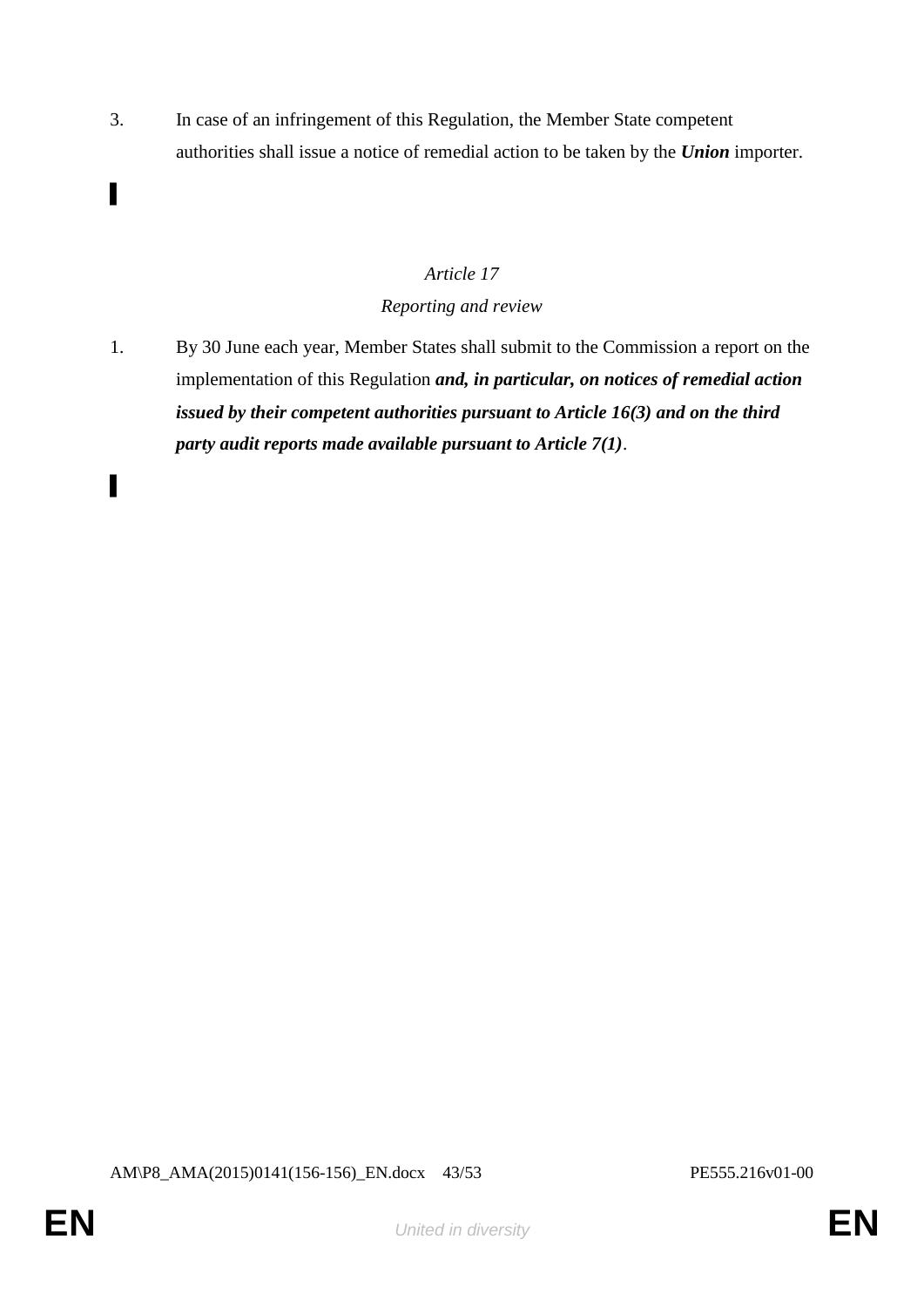3. In case of an infringement of this Regulation, the Member State competent authorities shall issue a notice of remedial action to be taken by the ***Union*** importer.

▌

*Article 17*

*Reporting and review*

1. By 30 June each year, Member States shall submit to the Commission a report on the implementation of this Regulation ***and, in particular, on notices of remedial action issued by their competent authorities pursuant to Article 16(3) and on the third party audit reports made available pursuant to Article 7(1)***.

▌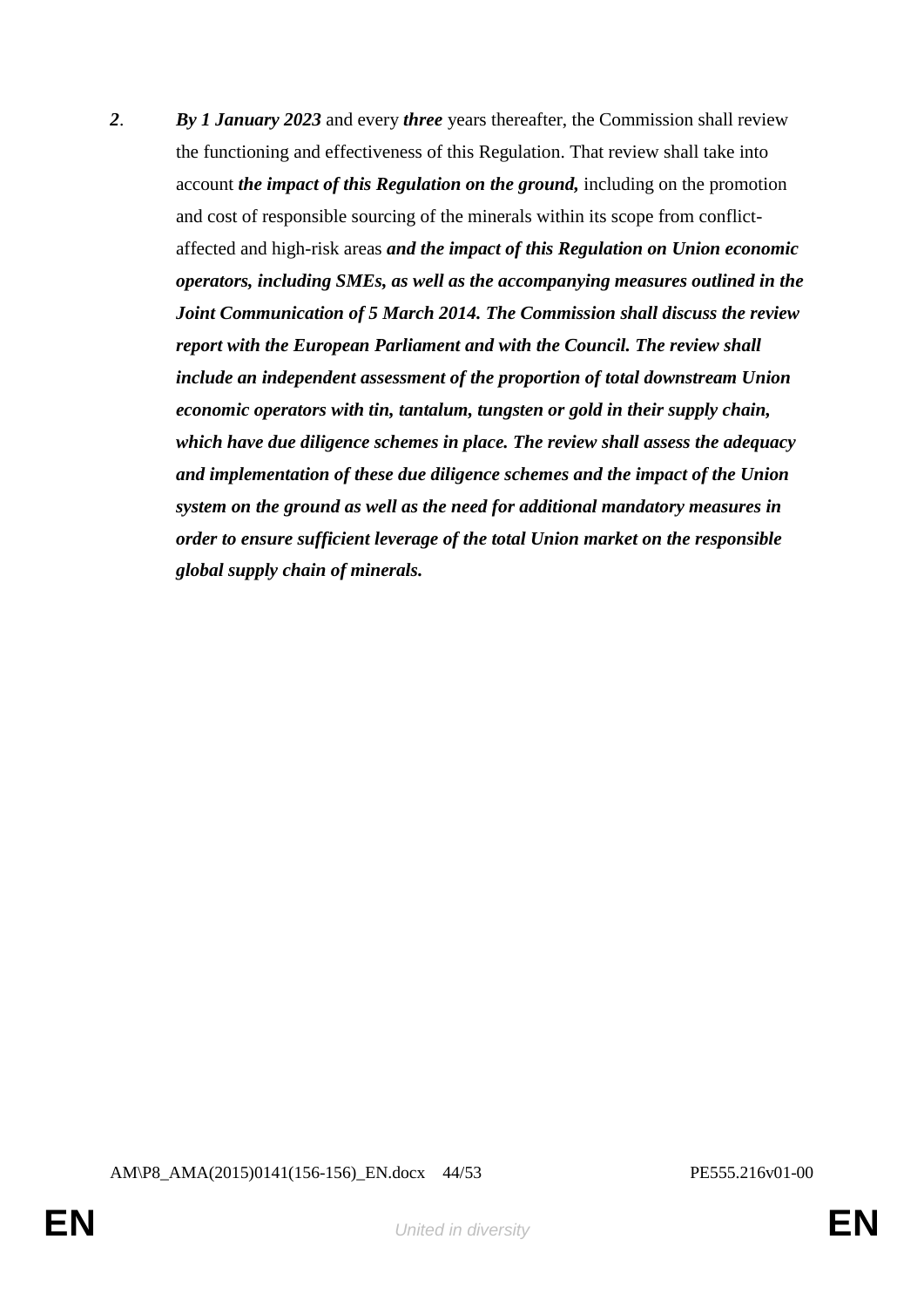***2***. ***By 1 January 2023*** and every ***three*** years thereafter, the Commission shall review the functioning and effectiveness of this Regulation. That review shall take into account ***the impact of this Regulation on the ground,*** including on the promotion and cost of responsible sourcing of the minerals within its scope from conflict-affected and high-risk areas ***and the impact of this Regulation on Union economic operators, including SMEs, as well as the accompanying measures outlined in the Joint Communication of 5 March 2014. The Commission shall discuss the review report with the European Parliament and with the Council. The review shall include an independent assessment of the proportion of total downstream Union economic operators with tin, tantalum, tungsten or gold in their supply chain, which have due diligence schemes in place. The review shall assess the adequacy and implementation of these due diligence schemes and the impact of the Union system on the ground as well as the need for additional mandatory measures in order to ensure sufficient leverage of the total Union market on the responsible global supply chain of minerals.***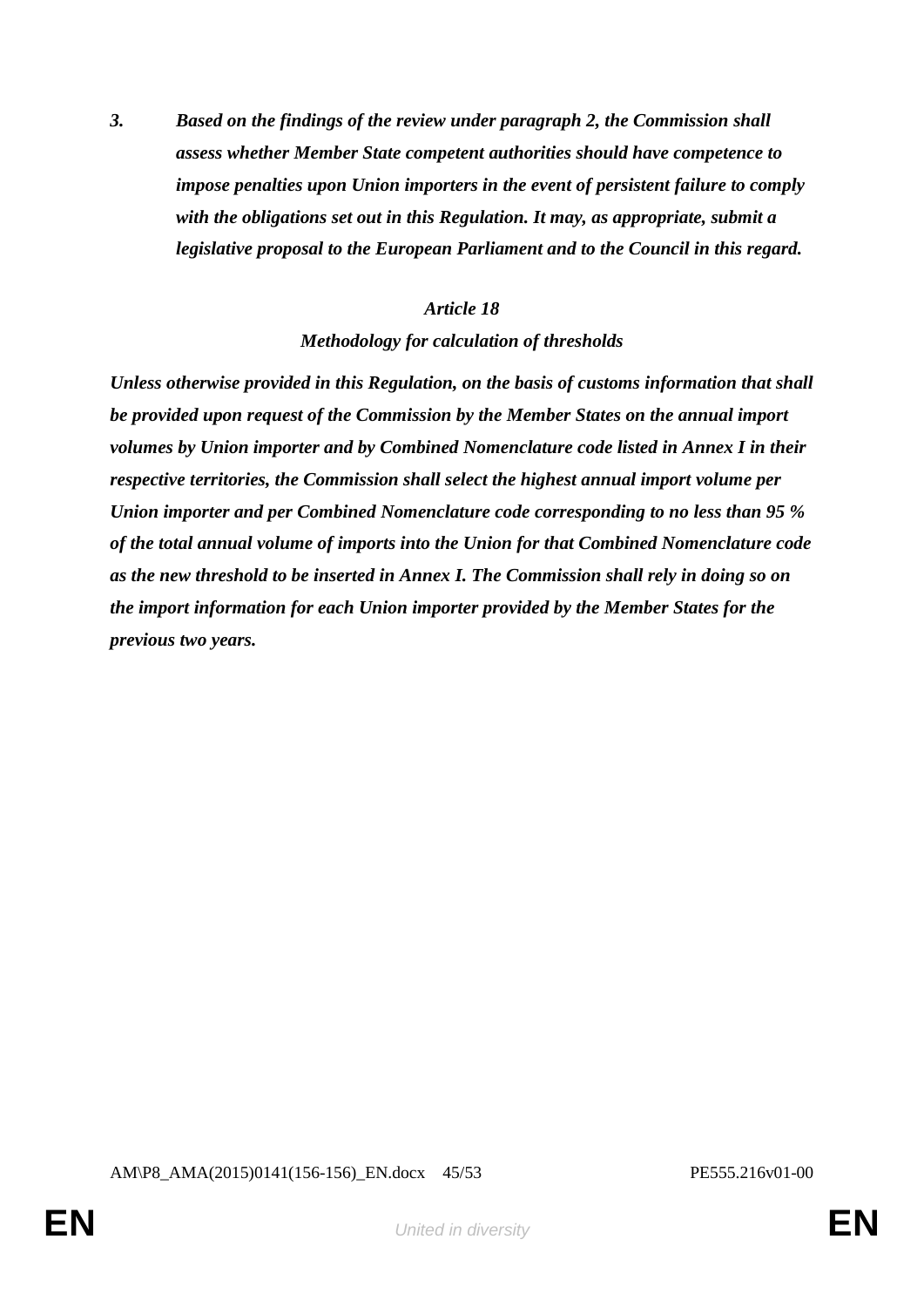***3. Based on the findings of the review under paragraph 2, the Commission shall assess whether Member State competent authorities should have competence to impose penalties upon Union importers in the event of persistent failure to comply with the obligations set out in this Regulation. It may, as appropriate, submit a legislative proposal to the European Parliament and to the Council in this regard.***

***Article 18***

***Methodology for calculation of thresholds***

***Unless otherwise provided in this Regulation, on the basis of customs information that shall be provided upon request of the Commission by the Member States on the annual import volumes by Union importer and by Combined Nomenclature code listed in Annex I in their respective territories, the Commission shall select the highest annual import volume per Union importer and per Combined Nomenclature code corresponding to no less than 95 % of the total annual volume of imports into the Union for that Combined Nomenclature code as the new threshold to be inserted in Annex I. The Commission shall rely in doing so on the import information for each Union importer provided by the Member States for the previous two years.***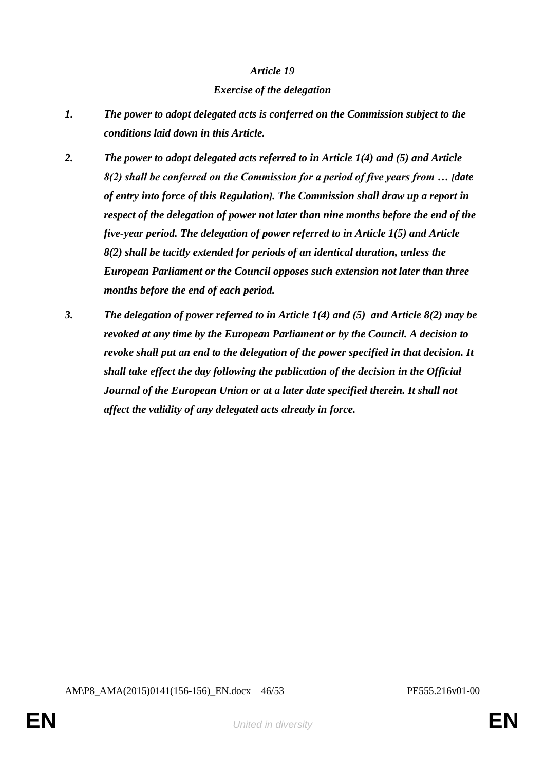*Article 19*

*Exercise of the delegation*

1. ***The power to adopt delegated acts is conferred on the Commission subject to the conditions laid down in this Article.***

2. ***The power to adopt delegated acts referred to in Article 1(4) and (5) and Article 8(2) shall be conferred on the Commission for a period of five years from … [date of entry into force of this Regulation]. The Commission shall draw up a report in respect of the delegation of power not later than nine months before the end of the five-year period. The delegation of power referred to in Article 1(5) and Article 8(2) shall be tacitly extended for periods of an identical duration, unless the European Parliament or the Council opposes such extension not later than three months before the end of each period.***

3. ***The delegation of power referred to in Article 1(4) and (5) and Article 8(2) may be revoked at any time by the European Parliament or by the Council. A decision to revoke shall put an end to the delegation of the power specified in that decision. It shall take effect the day following the publication of the decision in the Official Journal of the European Union or at a later date specified therein. It shall not affect the validity of any delegated acts already in force.***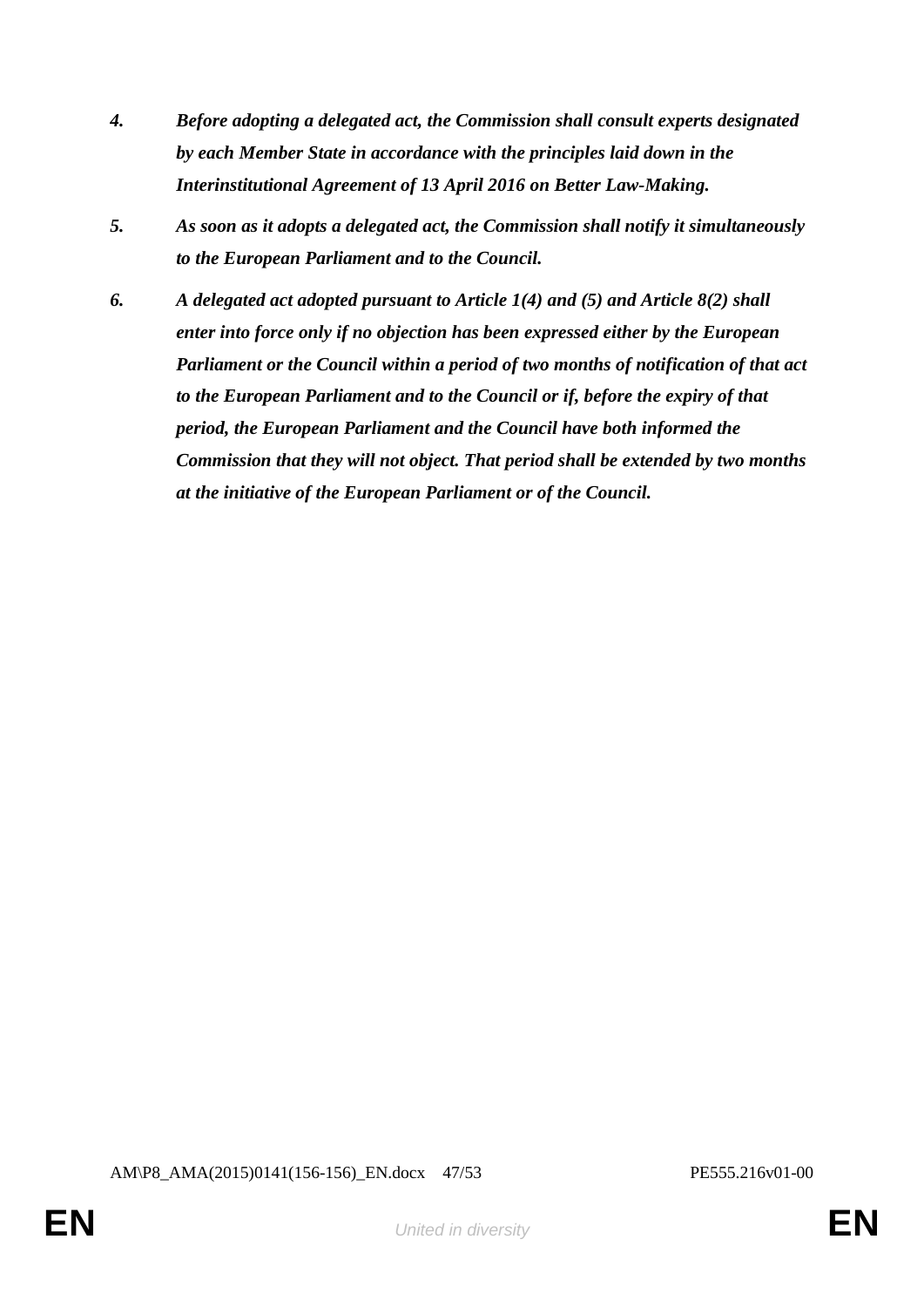*4. Before adopting a delegated act, the Commission shall consult experts designated by each Member State in accordance with the principles laid down in the Interinstitutional Agreement of 13 April 2016 on Better Law-Making.*

*5. As soon as it adopts a delegated act, the Commission shall notify it simultaneously to the European Parliament and to the Council.*

*6. A delegated act adopted pursuant to Article 1(4) and (5) and Article 8(2) shall enter into force only if no objection has been expressed either by the European Parliament or the Council within a period of two months of notification of that act to the European Parliament and to the Council or if, before the expiry of that period, the European Parliament and the Council have both informed the Commission that they will not object. That period shall be extended by two months at the initiative of the European Parliament or of the Council.*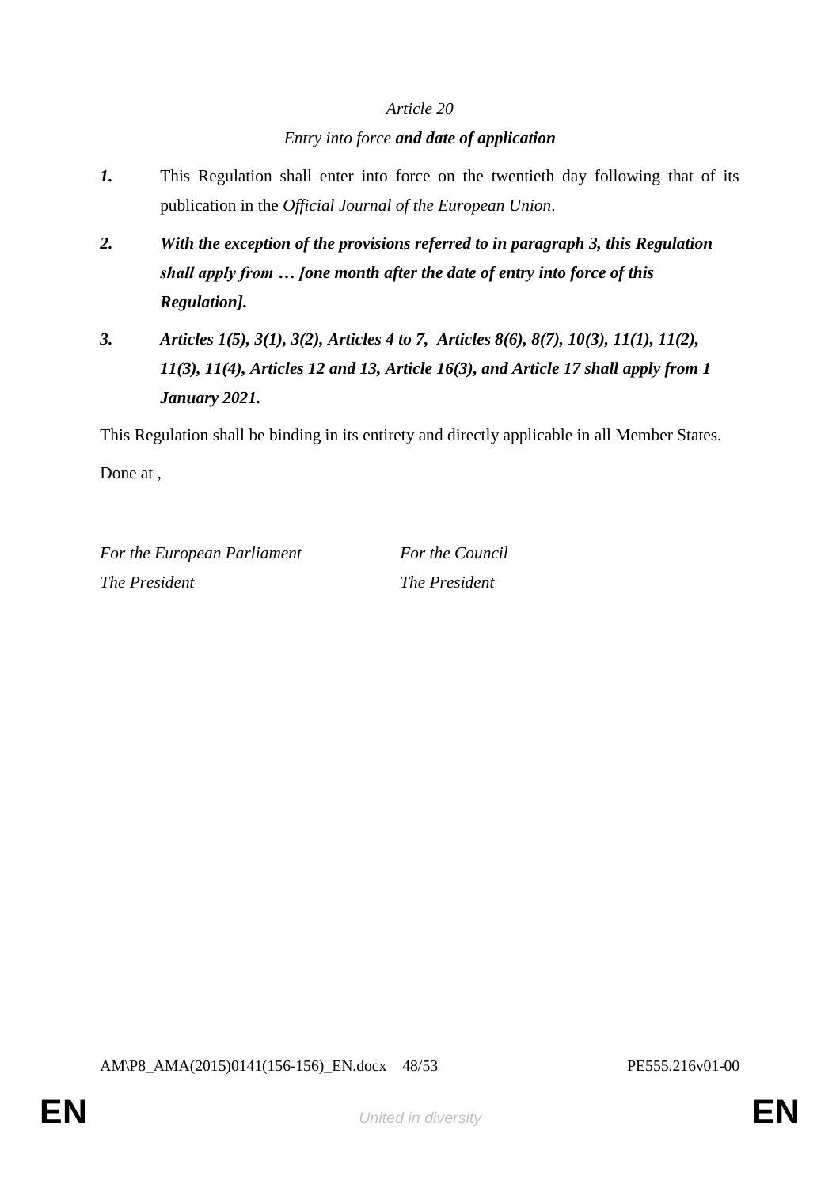*Article 20*

*Entry into force* ***and date of application***

***1.*** This Regulation shall enter into force on the twentieth day following that of its publication in the *Official Journal of the European Union*.

***2. With the exception of the provisions referred to in paragraph 3, this Regulation shall apply from … [one month after the date of entry into force of this Regulation].***

***3. Articles 1(5), 3(1), 3(2), Articles 4 to 7, Articles 8(6), 8(7), 10(3), 11(1), 11(2), 11(3), 11(4), Articles 12 and 13, Article 16(3), and Article 17 shall apply from 1 January 2021.***

This Regulation shall be binding in its entirety and directly applicable in all Member States.

Done at ,

| *For the European Parliament* | *For the Council* |
| --- | --- |
| *The President* | *The President* |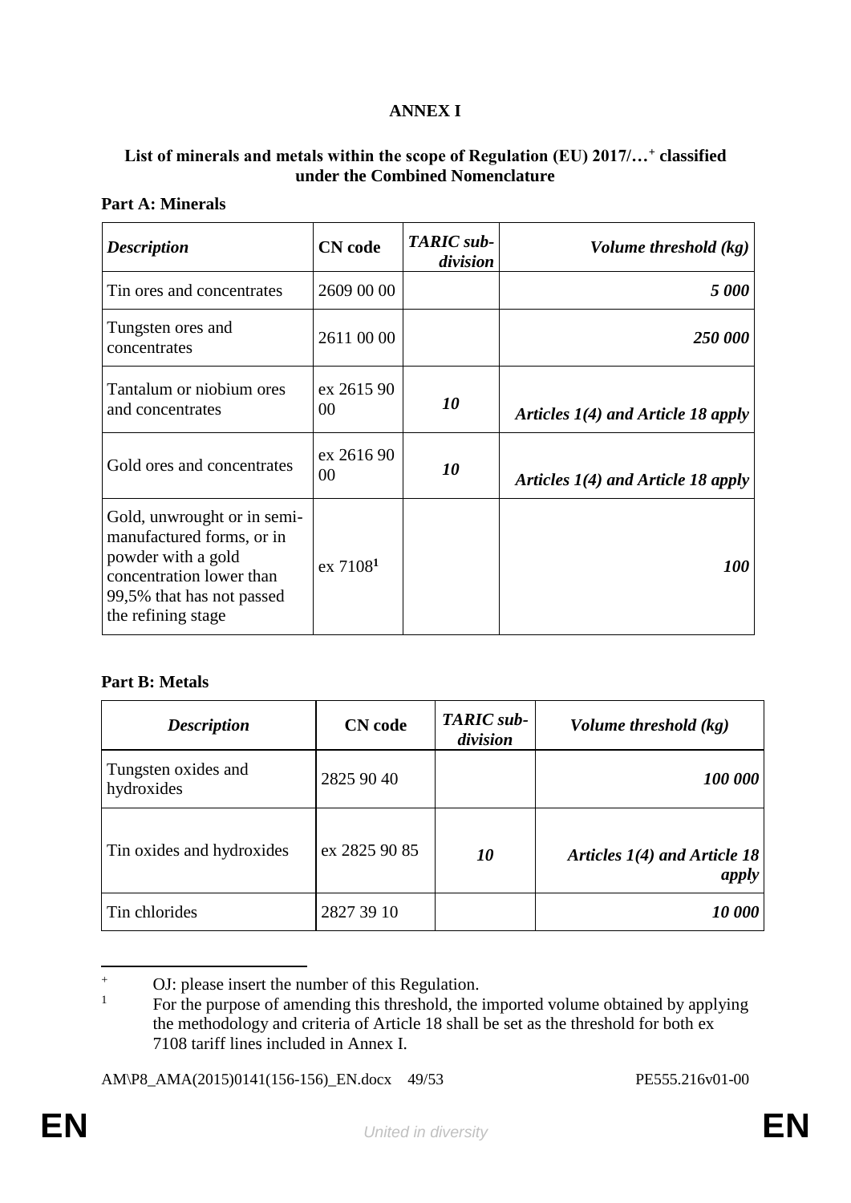# ANNEX I

**List of minerals and metals within the scope of Regulation (EU) 2017/…[+] classified under the Combined Nomenclature**

**Part A: Minerals**

| *Description* | CN code | *TARIC sub-division* | *Volume threshold (kg)* |
|---|---|---|---|
| Tin ores and concentrates | 2609 00 00 | | ***5 000*** |
| Tungsten ores and concentrates | 2611 00 00 | | ***250 000*** |
| Tantalum or niobium ores and concentrates | ex 2615 90 00 | ***10*** | ***Articles 1(4) and Article 18 apply*** |
| Gold ores and concentrates | ex 2616 90 00 | ***10*** | ***Articles 1(4) and Article 18 apply*** |
| Gold, unwrought or in semi-manufactured forms, or in powder with a gold concentration lower than 99,5% that has not passed the refining stage | ex 7108[1] | | ***100*** |

**Part B: Metals**

| *Description* | CN code | *TARIC sub-division* | *Volume threshold (kg)* |
|---|---|---|---|
| Tungsten oxides and hydroxides | 2825 90 40 | | ***100 000*** |
| Tin oxides and hydroxides | ex 2825 90 85 | ***10*** | ***Articles 1(4) and Article 18 apply*** |
| Tin chlorides | 2827 39 10 | | ***10 000*** |

[+] OJ: please insert the number of this Regulation.

[1] For the purpose of amending this threshold, the imported volume obtained by applying the methodology and criteria of Article 18 shall be set as the threshold for both ex 7108 tariff lines included in Annex I.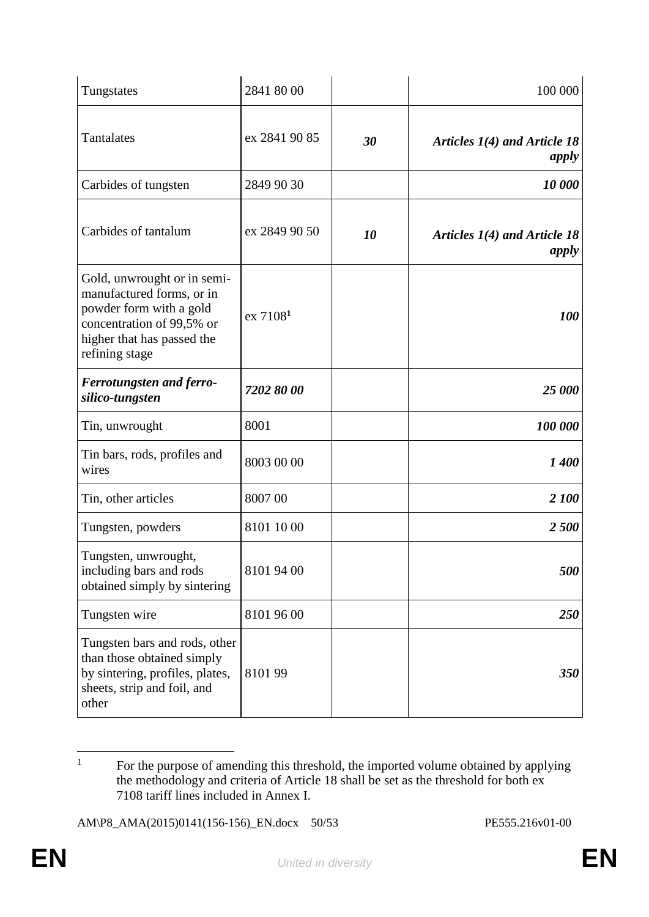| | | | |
|---|---|---|---|
| Tungstates | 2841 80 00 | | 100 000 |
| Tantalates | ex 2841 90 85 | ***30*** | ***Articles 1(4) and Article 18 apply*** |
| Carbides of tungsten | 2849 90 30 | | ***10 000*** |
| Carbides of tantalum | ex 2849 90 50 | ***10*** | ***Articles 1(4) and Article 18 apply*** |
| Gold, unwrought or in semi-manufactured forms, or in powder form with a gold concentration of 99,5% or higher that has passed the refining stage | ex 7108[1] | | ***100*** |
| ***Ferrotungsten and ferro-silico-tungsten*** | ***7202 80 00*** | | ***25 000*** |
| Tin, unwrought | 8001 | | ***100 000*** |
| Tin bars, rods, profiles and wires | 8003 00 00 | | ***1 400*** |
| Tin, other articles | 8007 00 | | ***2 100*** |
| Tungsten, powders | 8101 10 00 | | ***2 500*** |
| Tungsten, unwrought, including bars and rods obtained simply by sintering | 8101 94 00 | | ***500*** |
| Tungsten wire | 8101 96 00 | | ***250*** |
| Tungsten bars and rods, other than those obtained simply by sintering, profiles, plates, sheets, strip and foil, and other | 8101 99 | | ***350*** |

[1] For the purpose of amending this threshold, the imported volume obtained by applying the methodology and criteria of Article 18 shall be set as the threshold for both ex 7108 tariff lines included in Annex I.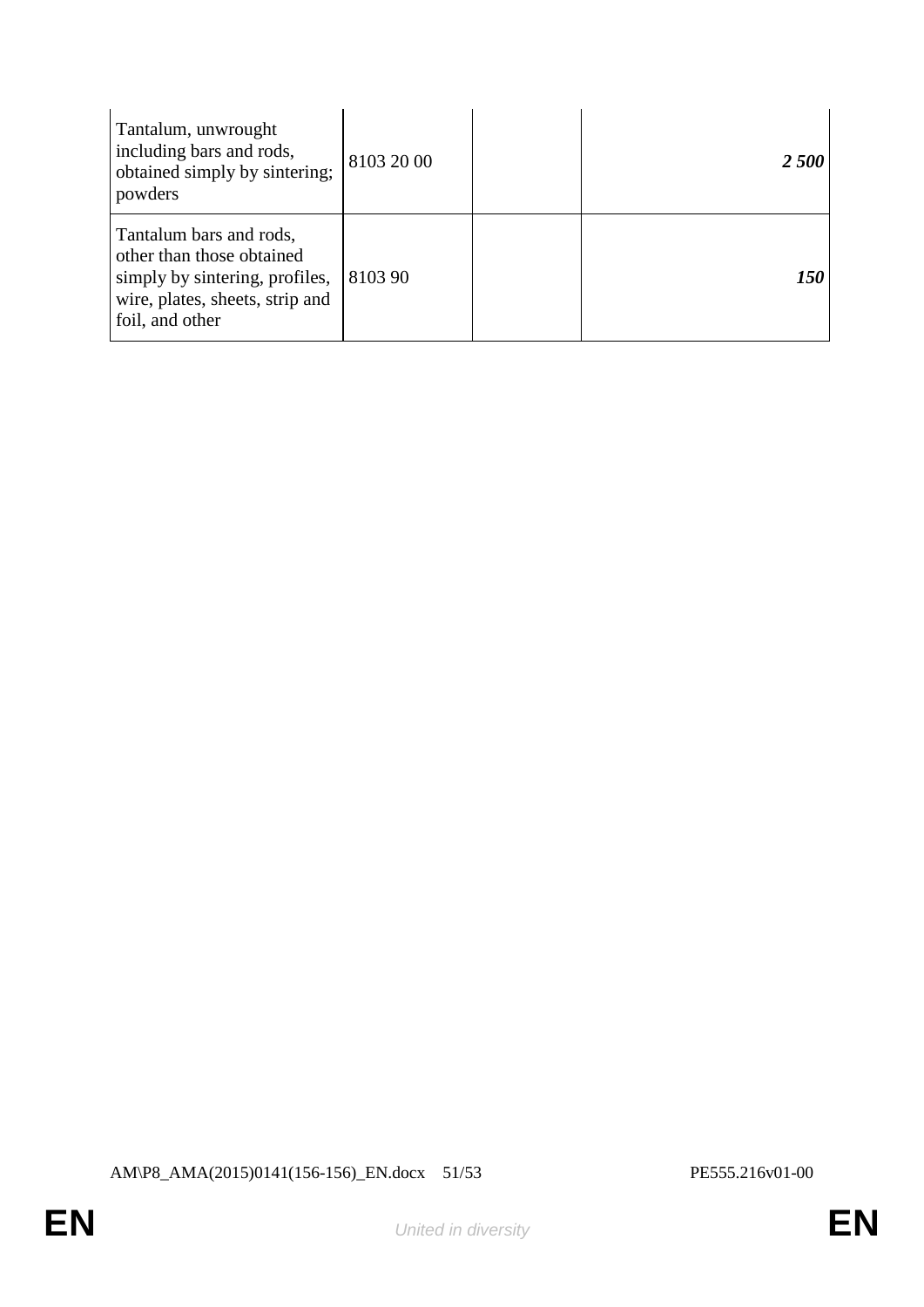| | | | |
|---|---|---|---|
| Tantalum, unwrought including bars and rods, obtained simply by sintering; powders | 8103 20 00 | | ***2 500*** |
| Tantalum bars and rods, other than those obtained simply by sintering, profiles, wire, plates, sheets, strip and foil, and other | 8103 90 | | ***150*** |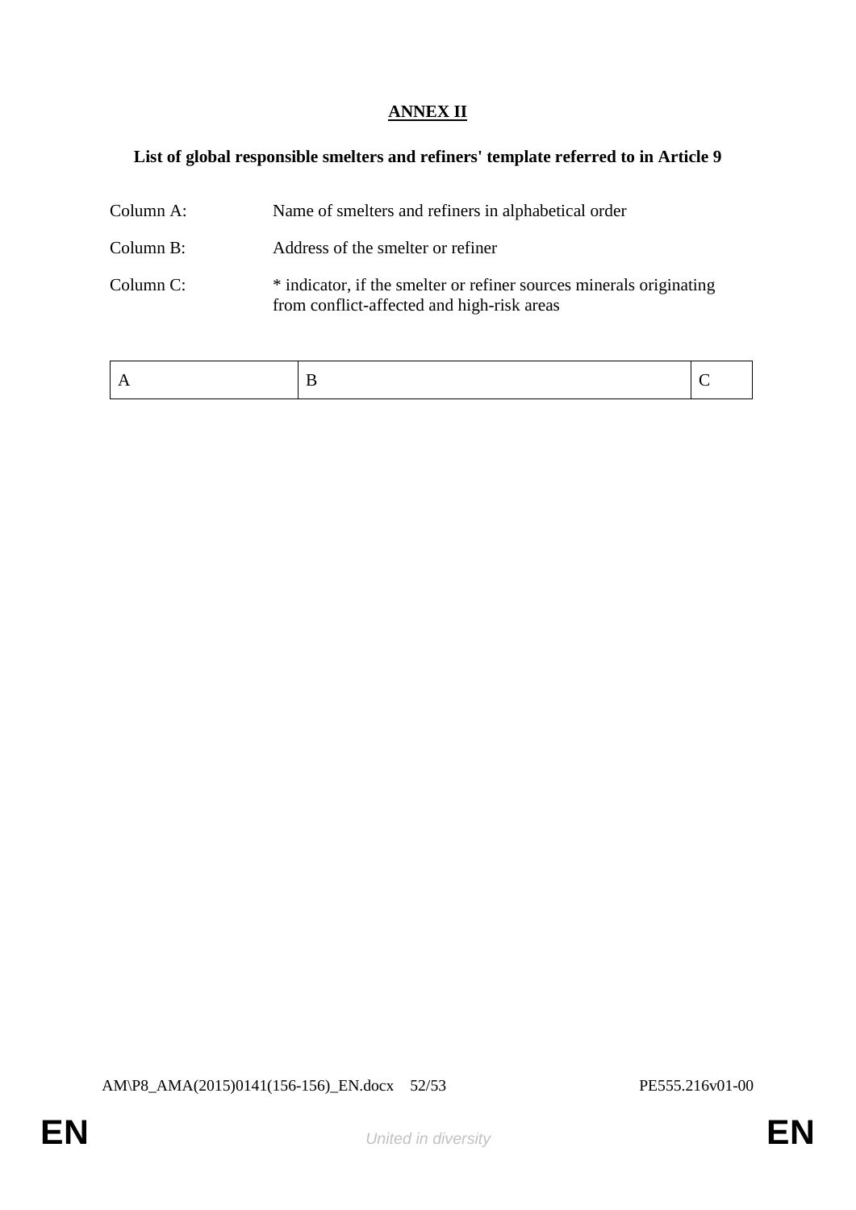# ANNEX II

**List of global responsible smelters and refiners' template referred to in Article 9**

Column A: Name of smelters and refiners in alphabetical order

Column B: Address of the smelter or refiner

Column C: * indicator, if the smelter or refiner sources minerals originating from conflict-affected and high-risk areas

| A | B | C |
|---|---|---|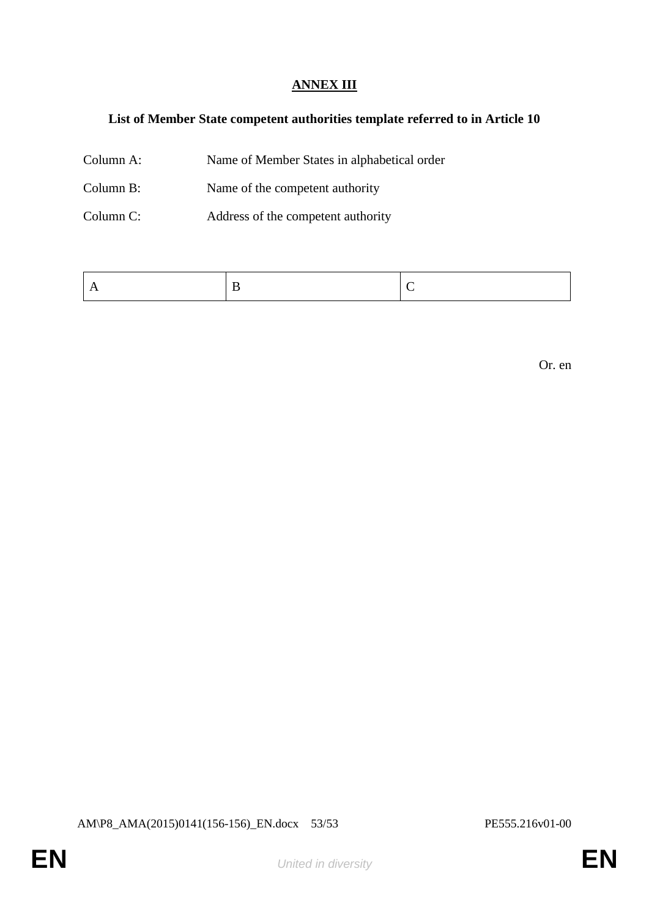# ANNEX III

## List of Member State competent authorities template referred to in Article 10

Column A: Name of Member States in alphabetical order

Column B: Name of the competent authority

Column C: Address of the competent authority

| | | |
|---|---|---|
| A | B | C |

Or. en